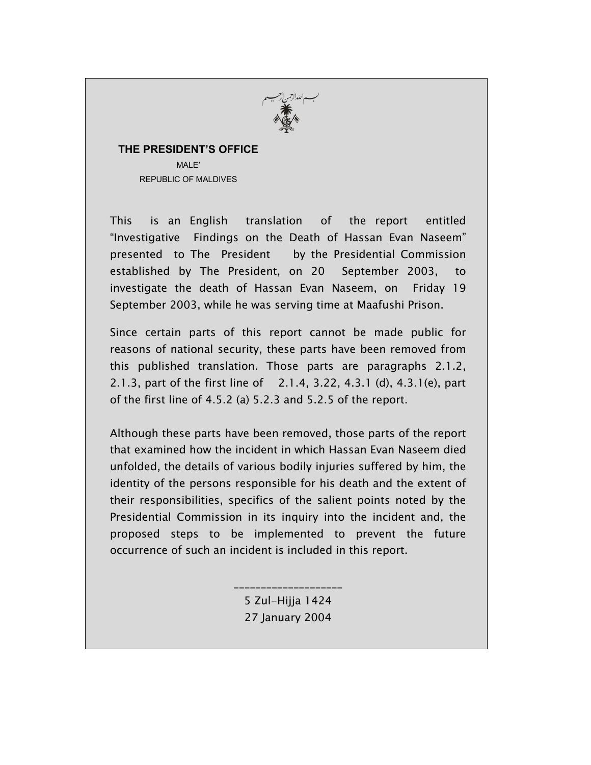بسم الله الرحمن الرحيم

**THE PRESIDENT'S OFFICE**

MALE'

REPUBLIC OF MALDIVES

This is an English translation of the report entitled "Investigative Findings on the Death of Hassan Evan Naseem" presented to The President by the Presidential Commission established by The President, on 20 September 2003, to investigate the death of Hassan Evan Naseem, on Friday 19 September 2003, while he was serving time at Maafushi Prison.

Since certain parts of this report cannot be made public for reasons of national security, these parts have been removed from this published translation. Those parts are paragraphs 2.1.2, 2.1.3, part of the first line of 2.1.4, 3.22, 4.3.1 (d), 4.3.1(e), part of the first line of 4.5.2 (a) 5.2.3 and 5.2.5 of the report.

Although these parts have been removed, those parts of the report that examined how the incident in which Hassan Evan Naseem died unfolded, the details of various bodily injuries suffered by him, the identity of the persons responsible for his death and the extent of their responsibilities, specifics of the salient points noted by the Presidential Commission in its inquiry into the incident and, the proposed steps to be implemented to prevent the future occurrence of such an incident is included in this report.

____________________

5 Zul-Hijja 1424

27 January 2004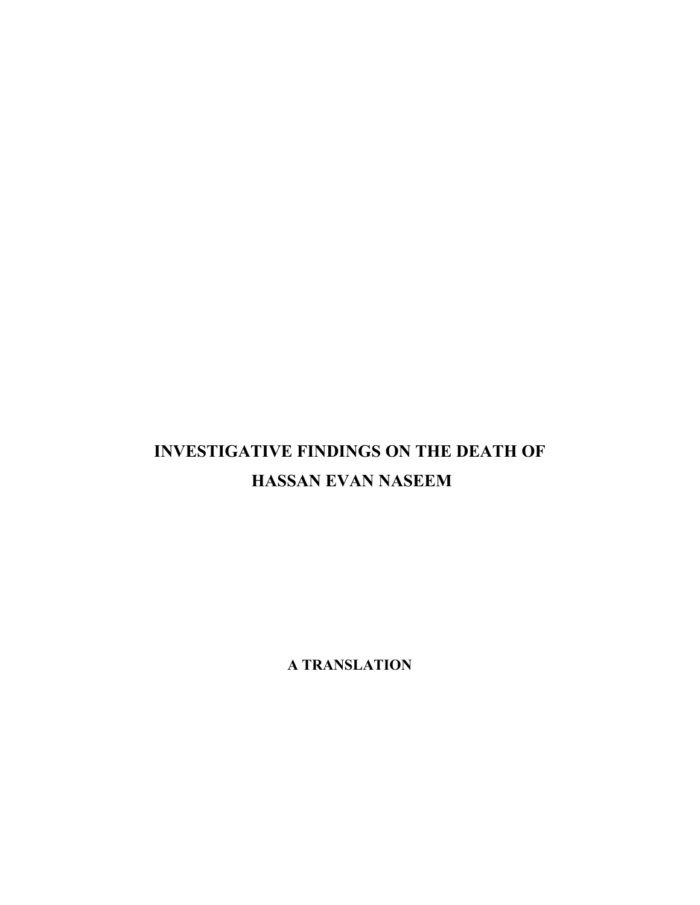# INVESTIGATIVE FINDINGS ON THE DEATH OF HASSAN EVAN NASEEM

**A TRANSLATION**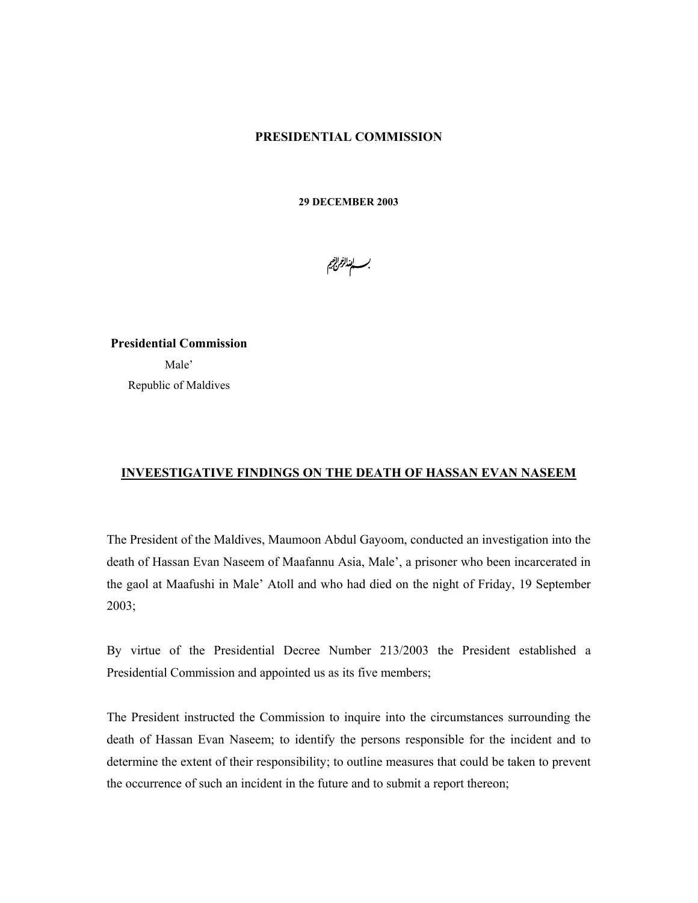**PRESIDENTIAL COMMISSION**

**29 DECEMBER 2003**

بسم الله الرحمن الرحيم

**Presidential Commission**
Male'
Republic of Maldives

## INVEESTIGATIVE FINDINGS ON THE DEATH OF HASSAN EVAN NASEEM

The President of the Maldives, Maumoon Abdul Gayoom, conducted an investigation into the death of Hassan Evan Naseem of Maafannu Asia, Male', a prisoner who been incarcerated in the gaol at Maafushi in Male' Atoll and who had died on the night of Friday, 19 September 2003;

By virtue of the Presidential Decree Number 213/2003 the President established a Presidential Commission and appointed us as its five members;

The President instructed the Commission to inquire into the circumstances surrounding the death of Hassan Evan Naseem; to identify the persons responsible for the incident and to determine the extent of their responsibility; to outline measures that could be taken to prevent the occurrence of such an incident in the future and to submit a report thereon;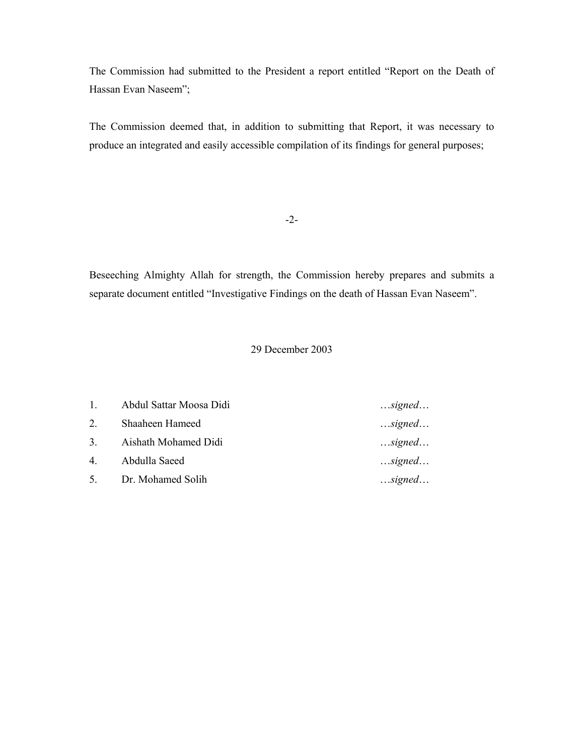The Commission had submitted to the President a report entitled "Report on the Death of Hassan Evan Naseem";

The Commission deemed that, in addition to submitting that Report, it was necessary to produce an integrated and easily accessible compilation of its findings for general purposes;

Beseeching Almighty Allah for strength, the Commission hereby prepares and submits a separate document entitled "Investigative Findings on the death of Hassan Evan Naseem".

29 December 2003

| | Name | Signature |
|---|---|---|
| 1. | Abdul Sattar Moosa Didi | …*signed*… |
| 2. | Shaaheen Hameed | …*signed*… |
| 3. | Aishath Mohamed Didi | …*signed*… |
| 4. | Abdulla Saeed | …*signed*… |
| 5. | Dr. Mohamed Solih | …*signed*… |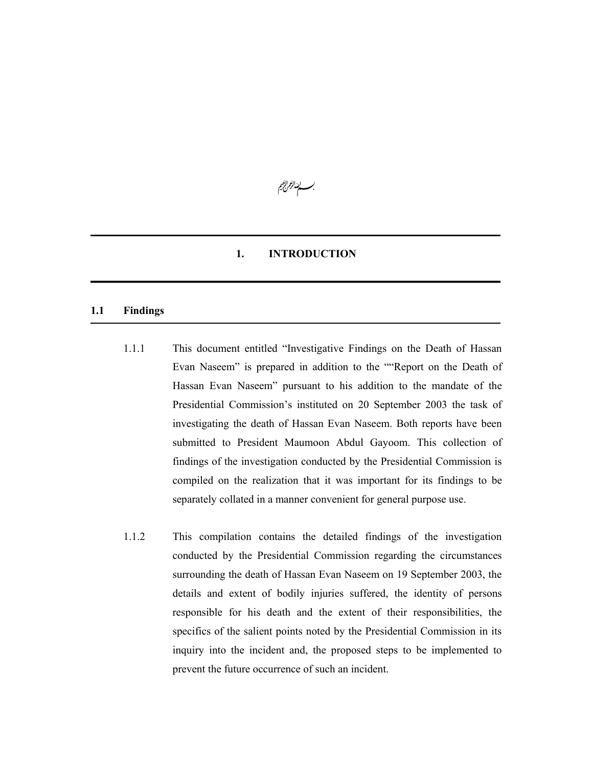بسم الله الرحمن الرحيم

# 1. INTRODUCTION

## 1.1 Findings

1.1.1 This document entitled "Investigative Findings on the Death of Hassan Evan Naseem" is prepared in addition to the ""Report on the Death of Hassan Evan Naseem" pursuant to his addition to the mandate of the Presidential Commission's instituted on 20 September 2003 the task of investigating the death of Hassan Evan Naseem. Both reports have been submitted to President Maumoon Abdul Gayoom. This collection of findings of the investigation conducted by the Presidential Commission is compiled on the realization that it was important for its findings to be separately collated in a manner convenient for general purpose use.

1.1.2 This compilation contains the detailed findings of the investigation conducted by the Presidential Commission regarding the circumstances surrounding the death of Hassan Evan Naseem on 19 September 2003, the details and extent of bodily injuries suffered, the identity of persons responsible for his death and the extent of their responsibilities, the specifics of the salient points noted by the Presidential Commission in its inquiry into the incident and, the proposed steps to be implemented to prevent the future occurrence of such an incident.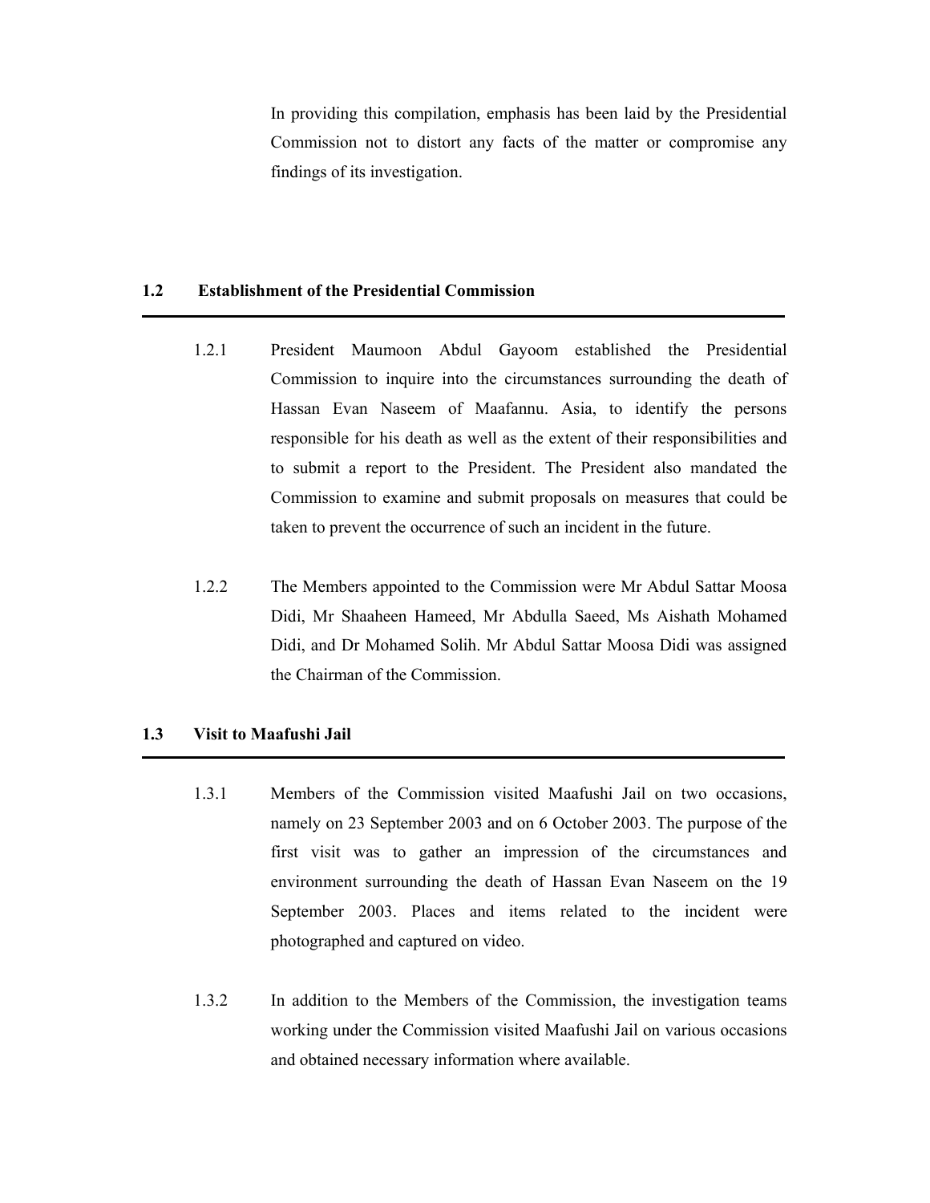In providing this compilation, emphasis has been laid by the Presidential Commission not to distort any facts of the matter or compromise any findings of its investigation.

## 1.2 Establishment of the Presidential Commission

1.2.1 President Maumoon Abdul Gayoom established the Presidential Commission to inquire into the circumstances surrounding the death of Hassan Evan Naseem of Maafannu. Asia, to identify the persons responsible for his death as well as the extent of their responsibilities and to submit a report to the President. The President also mandated the Commission to examine and submit proposals on measures that could be taken to prevent the occurrence of such an incident in the future.

1.2.2 The Members appointed to the Commission were Mr Abdul Sattar Moosa Didi, Mr Shaaheen Hameed, Mr Abdulla Saeed, Ms Aishath Mohamed Didi, and Dr Mohamed Solih. Mr Abdul Sattar Moosa Didi was assigned the Chairman of the Commission.

## 1.3 Visit to Maafushi Jail

1.3.1 Members of the Commission visited Maafushi Jail on two occasions, namely on 23 September 2003 and on 6 October 2003. The purpose of the first visit was to gather an impression of the circumstances and environment surrounding the death of Hassan Evan Naseem on the 19 September 2003. Places and items related to the incident were photographed and captured on video.

1.3.2 In addition to the Members of the Commission, the investigation teams working under the Commission visited Maafushi Jail on various occasions and obtained necessary information where available.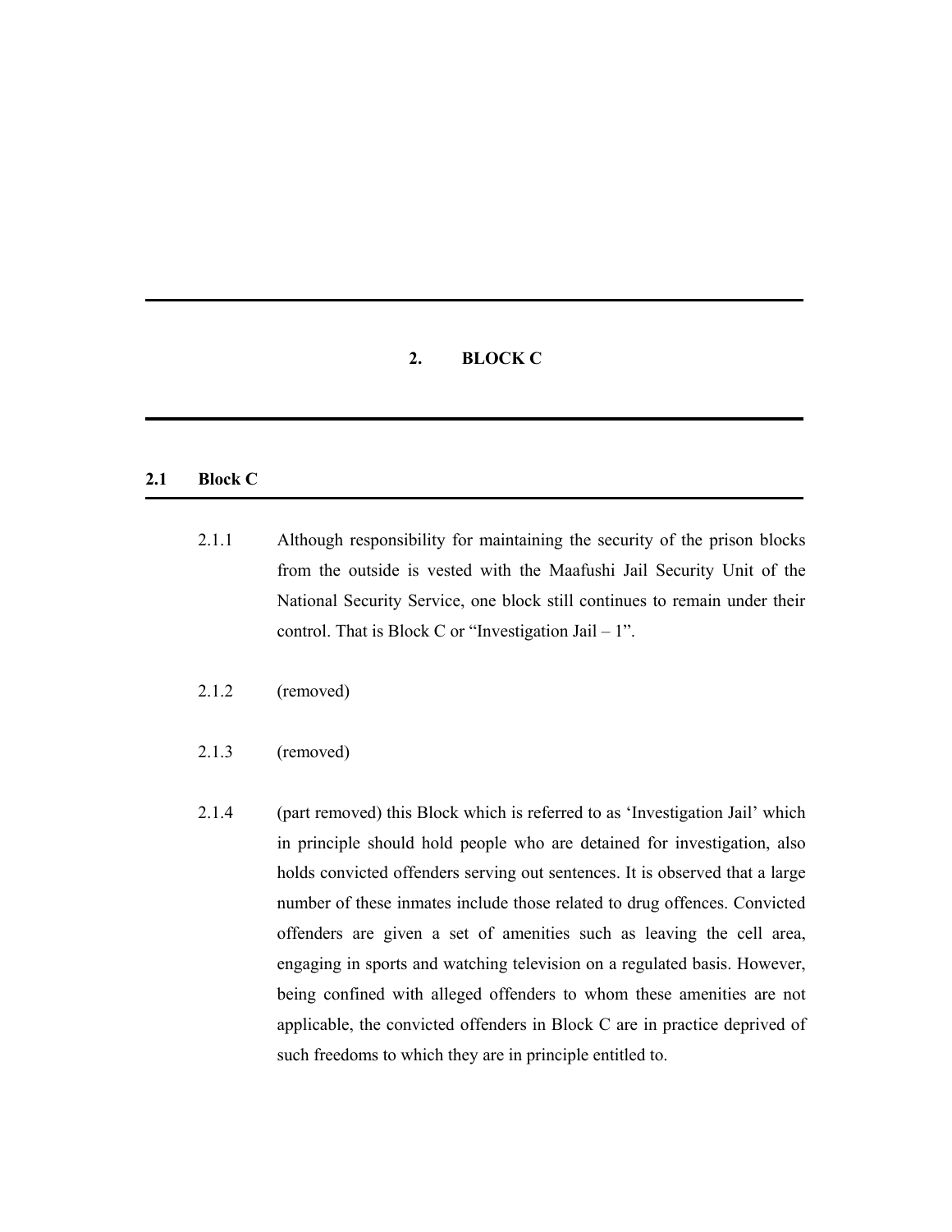# 2. BLOCK C

## 2.1 Block C

2.1.1 Although responsibility for maintaining the security of the prison blocks from the outside is vested with the Maafushi Jail Security Unit of the National Security Service, one block still continues to remain under their control. That is Block C or "Investigation Jail – 1".

2.1.2 (removed)

2.1.3 (removed)

2.1.4 (part removed) this Block which is referred to as 'Investigation Jail' which in principle should hold people who are detained for investigation, also holds convicted offenders serving out sentences. It is observed that a large number of these inmates include those related to drug offences. Convicted offenders are given a set of amenities such as leaving the cell area, engaging in sports and watching television on a regulated basis. However, being confined with alleged offenders to whom these amenities are not applicable, the convicted offenders in Block C are in practice deprived of such freedoms to which they are in principle entitled to.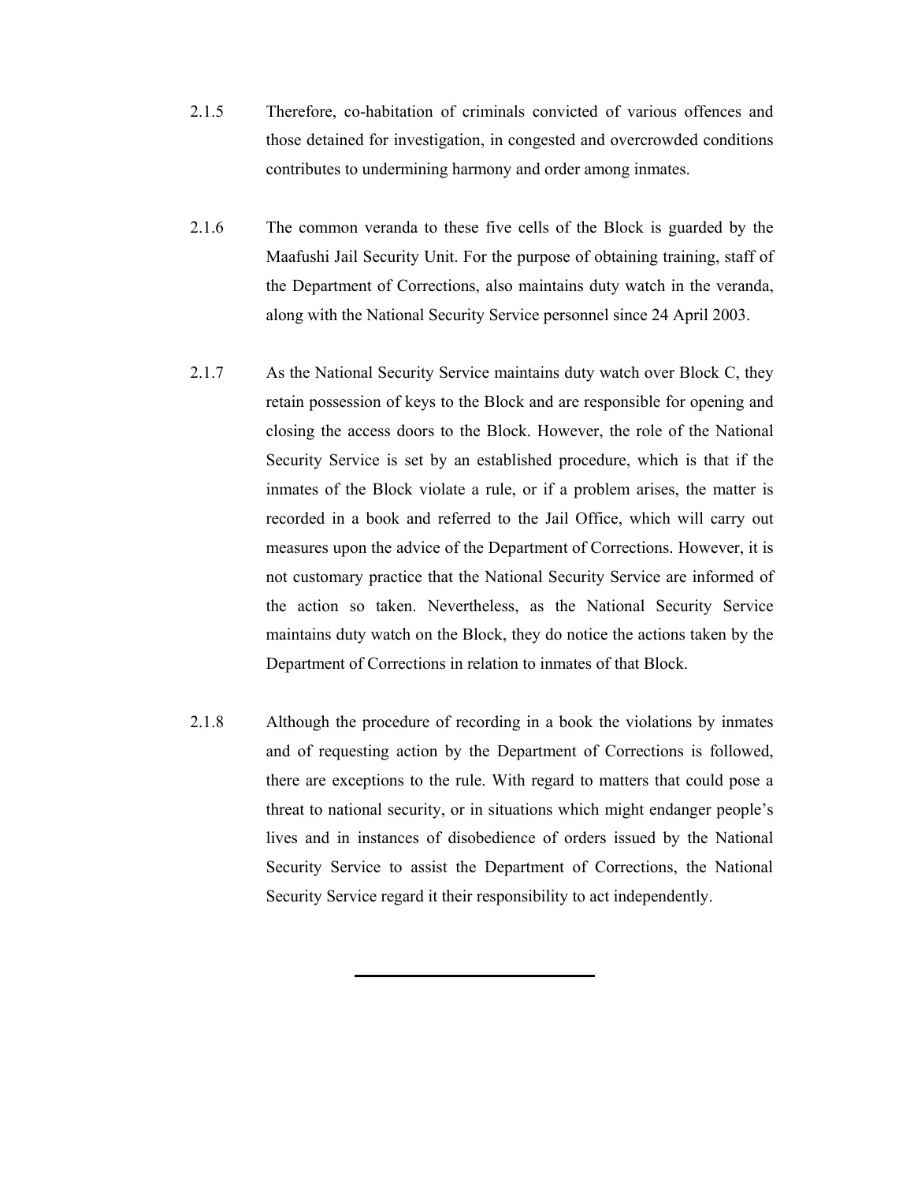2.1.5 Therefore, co-habitation of criminals convicted of various offences and those detained for investigation, in congested and overcrowded conditions contributes to undermining harmony and order among inmates.

2.1.6 The common veranda to these five cells of the Block is guarded by the Maafushi Jail Security Unit. For the purpose of obtaining training, staff of the Department of Corrections, also maintains duty watch in the veranda, along with the National Security Service personnel since 24 April 2003.

2.1.7 As the National Security Service maintains duty watch over Block C, they retain possession of keys to the Block and are responsible for opening and closing the access doors to the Block. However, the role of the National Security Service is set by an established procedure, which is that if the inmates of the Block violate a rule, or if a problem arises, the matter is recorded in a book and referred to the Jail Office, which will carry out measures upon the advice of the Department of Corrections. However, it is not customary practice that the National Security Service are informed of the action so taken. Nevertheless, as the National Security Service maintains duty watch on the Block, they do notice the actions taken by the Department of Corrections in relation to inmates of that Block.

2.1.8 Although the procedure of recording in a book the violations by inmates and of requesting action by the Department of Corrections is followed, there are exceptions to the rule. With regard to matters that could pose a threat to national security, or in situations which might endanger people's lives and in instances of disobedience of orders issued by the National Security Service to assist the Department of Corrections, the National Security Service regard it their responsibility to act independently.

---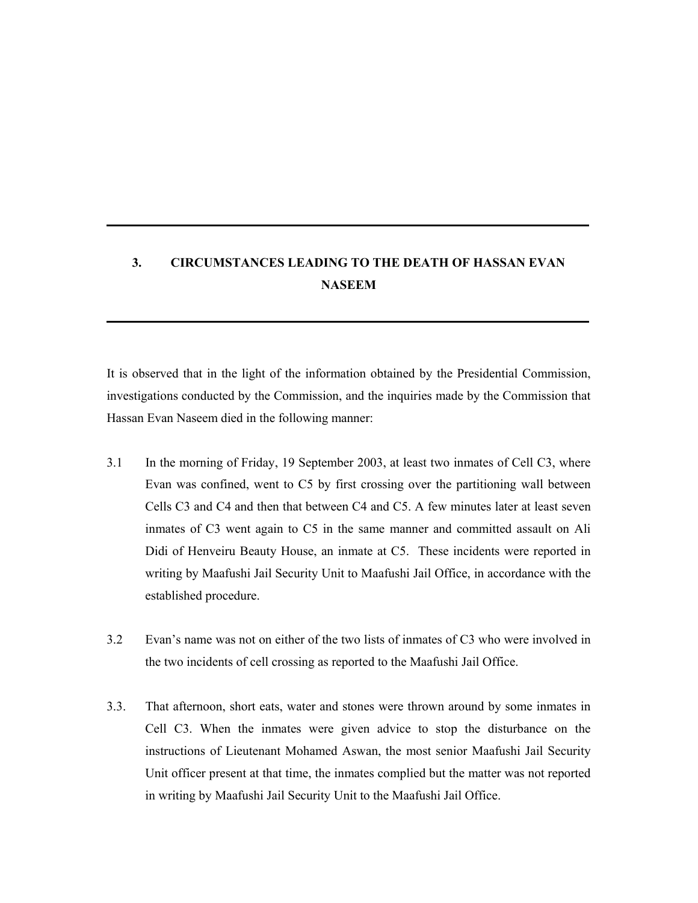## 3. CIRCUMSTANCES LEADING TO THE DEATH OF HASSAN EVAN NASEEM

It is observed that in the light of the information obtained by the Presidential Commission, investigations conducted by the Commission, and the inquiries made by the Commission that Hassan Evan Naseem died in the following manner:

3.1 In the morning of Friday, 19 September 2003, at least two inmates of Cell C3, where Evan was confined, went to C5 by first crossing over the partitioning wall between Cells C3 and C4 and then that between C4 and C5. A few minutes later at least seven inmates of C3 went again to C5 in the same manner and committed assault on Ali Didi of Henveiru Beauty House, an inmate at C5. These incidents were reported in writing by Maafushi Jail Security Unit to Maafushi Jail Office, in accordance with the established procedure.

3.2 Evan's name was not on either of the two lists of inmates of C3 who were involved in the two incidents of cell crossing as reported to the Maafushi Jail Office.

3.3. That afternoon, short eats, water and stones were thrown around by some inmates in Cell C3. When the inmates were given advice to stop the disturbance on the instructions of Lieutenant Mohamed Aswan, the most senior Maafushi Jail Security Unit officer present at that time, the inmates complied but the matter was not reported in writing by Maafushi Jail Security Unit to the Maafushi Jail Office.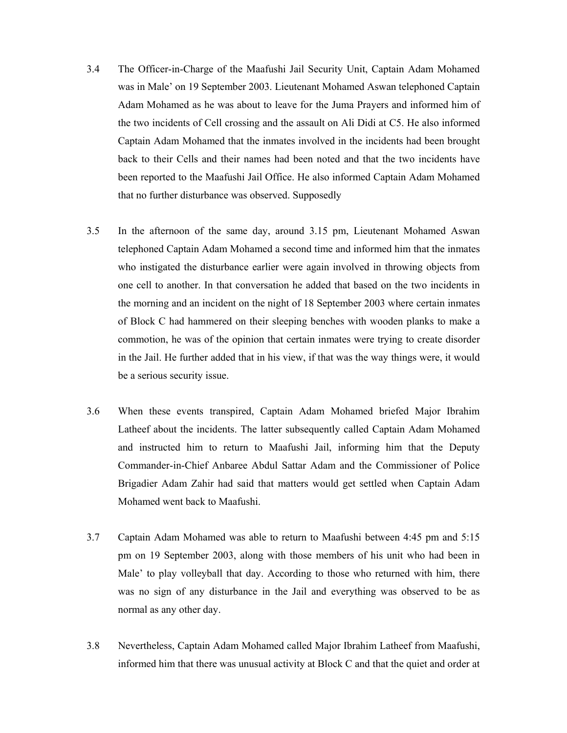3.4 The Officer-in-Charge of the Maafushi Jail Security Unit, Captain Adam Mohamed was in Male' on 19 September 2003. Lieutenant Mohamed Aswan telephoned Captain Adam Mohamed as he was about to leave for the Juma Prayers and informed him of the two incidents of Cell crossing and the assault on Ali Didi at C5. He also informed Captain Adam Mohamed that the inmates involved in the incidents had been brought back to their Cells and their names had been noted and that the two incidents have been reported to the Maafushi Jail Office. He also informed Captain Adam Mohamed that no further disturbance was observed. Supposedly

3.5 In the afternoon of the same day, around 3.15 pm, Lieutenant Mohamed Aswan telephoned Captain Adam Mohamed a second time and informed him that the inmates who instigated the disturbance earlier were again involved in throwing objects from one cell to another. In that conversation he added that based on the two incidents in the morning and an incident on the night of 18 September 2003 where certain inmates of Block C had hammered on their sleeping benches with wooden planks to make a commotion, he was of the opinion that certain inmates were trying to create disorder in the Jail. He further added that in his view, if that was the way things were, it would be a serious security issue.

3.6 When these events transpired, Captain Adam Mohamed briefed Major Ibrahim Latheef about the incidents. The latter subsequently called Captain Adam Mohamed and instructed him to return to Maafushi Jail, informing him that the Deputy Commander-in-Chief Anbaree Abdul Sattar Adam and the Commissioner of Police Brigadier Adam Zahir had said that matters would get settled when Captain Adam Mohamed went back to Maafushi.

3.7 Captain Adam Mohamed was able to return to Maafushi between 4:45 pm and 5:15 pm on 19 September 2003, along with those members of his unit who had been in Male' to play volleyball that day. According to those who returned with him, there was no sign of any disturbance in the Jail and everything was observed to be as normal as any other day.

3.8 Nevertheless, Captain Adam Mohamed called Major Ibrahim Latheef from Maafushi, informed him that there was unusual activity at Block C and that the quiet and order at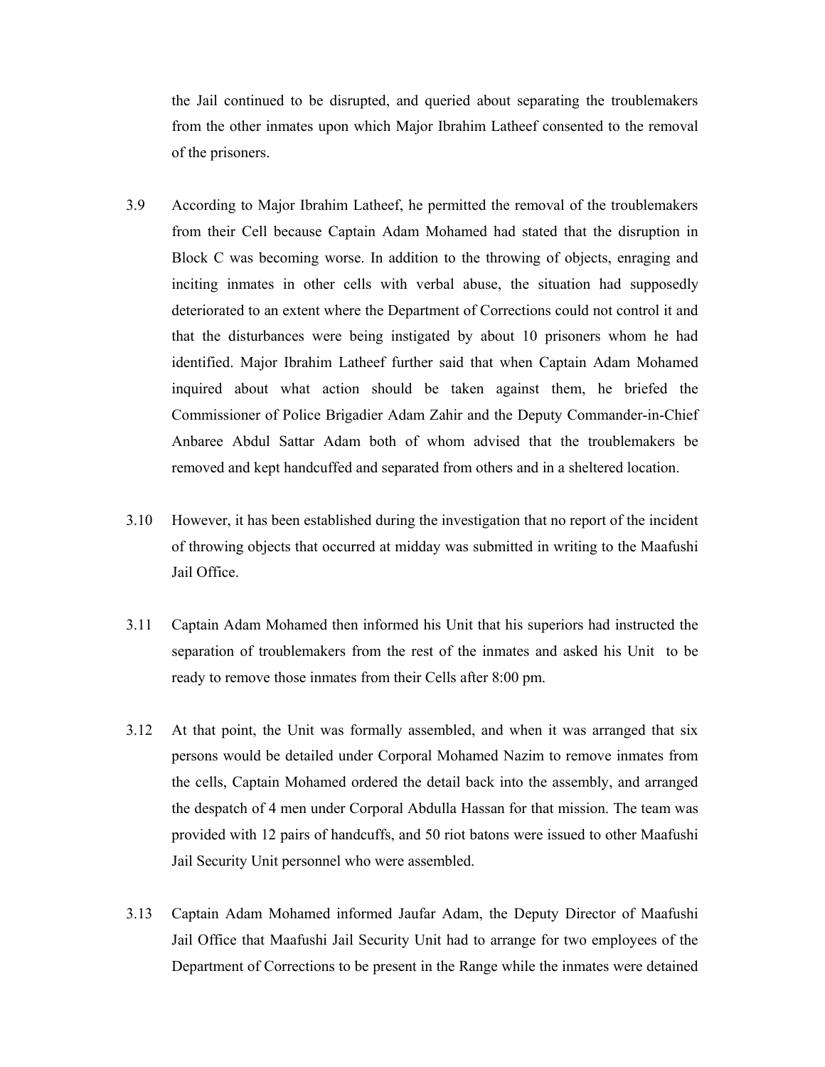the Jail continued to be disrupted, and queried about separating the troublemakers from the other inmates upon which Major Ibrahim Latheef consented to the removal of the prisoners.

3.9 According to Major Ibrahim Latheef, he permitted the removal of the troublemakers from their Cell because Captain Adam Mohamed had stated that the disruption in Block C was becoming worse. In addition to the throwing of objects, enraging and inciting inmates in other cells with verbal abuse, the situation had supposedly deteriorated to an extent where the Department of Corrections could not control it and that the disturbances were being instigated by about 10 prisoners whom he had identified. Major Ibrahim Latheef further said that when Captain Adam Mohamed inquired about what action should be taken against them, he briefed the Commissioner of Police Brigadier Adam Zahir and the Deputy Commander-in-Chief Anbaree Abdul Sattar Adam both of whom advised that the troublemakers be removed and kept handcuffed and separated from others and in a sheltered location.

3.10 However, it has been established during the investigation that no report of the incident of throwing objects that occurred at midday was submitted in writing to the Maafushi Jail Office.

3.11 Captain Adam Mohamed then informed his Unit that his superiors had instructed the separation of troublemakers from the rest of the inmates and asked his Unit to be ready to remove those inmates from their Cells after 8:00 pm.

3.12 At that point, the Unit was formally assembled, and when it was arranged that six persons would be detailed under Corporal Mohamed Nazim to remove inmates from the cells, Captain Mohamed ordered the detail back into the assembly, and arranged the despatch of 4 men under Corporal Abdulla Hassan for that mission. The team was provided with 12 pairs of handcuffs, and 50 riot batons were issued to other Maafushi Jail Security Unit personnel who were assembled.

3.13 Captain Adam Mohamed informed Jaufar Adam, the Deputy Director of Maafushi Jail Office that Maafushi Jail Security Unit had to arrange for two employees of the Department of Corrections to be present in the Range while the inmates were detained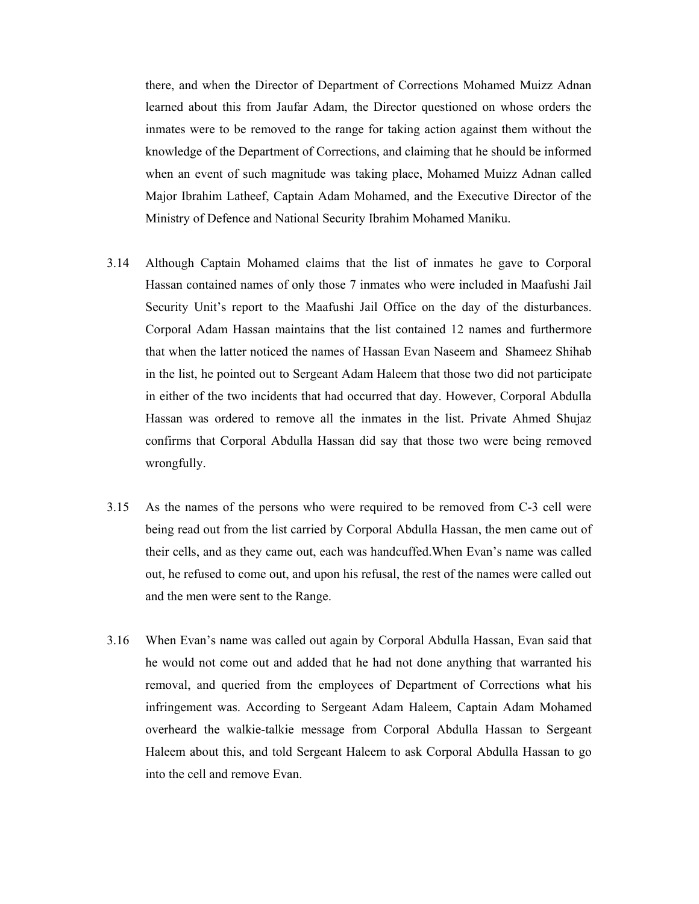there, and when the Director of Department of Corrections Mohamed Muizz Adnan learned about this from Jaufar Adam, the Director questioned on whose orders the inmates were to be removed to the range for taking action against them without the knowledge of the Department of Corrections, and claiming that he should be informed when an event of such magnitude was taking place, Mohamed Muizz Adnan called Major Ibrahim Latheef, Captain Adam Mohamed, and the Executive Director of the Ministry of Defence and National Security Ibrahim Mohamed Maniku.

3.14 Although Captain Mohamed claims that the list of inmates he gave to Corporal Hassan contained names of only those 7 inmates who were included in Maafushi Jail Security Unit's report to the Maafushi Jail Office on the day of the disturbances. Corporal Adam Hassan maintains that the list contained 12 names and furthermore that when the latter noticed the names of Hassan Evan Naseem and Shameez Shihab in the list, he pointed out to Sergeant Adam Haleem that those two did not participate in either of the two incidents that had occurred that day. However, Corporal Abdulla Hassan was ordered to remove all the inmates in the list. Private Ahmed Shujaz confirms that Corporal Abdulla Hassan did say that those two were being removed wrongfully.

3.15 As the names of the persons who were required to be removed from C-3 cell were being read out from the list carried by Corporal Abdulla Hassan, the men came out of their cells, and as they came out, each was handcuffed.When Evan's name was called out, he refused to come out, and upon his refusal, the rest of the names were called out and the men were sent to the Range.

3.16 When Evan's name was called out again by Corporal Abdulla Hassan, Evan said that he would not come out and added that he had not done anything that warranted his removal, and queried from the employees of Department of Corrections what his infringement was. According to Sergeant Adam Haleem, Captain Adam Mohamed overheard the walkie-talkie message from Corporal Abdulla Hassan to Sergeant Haleem about this, and told Sergeant Haleem to ask Corporal Abdulla Hassan to go into the cell and remove Evan.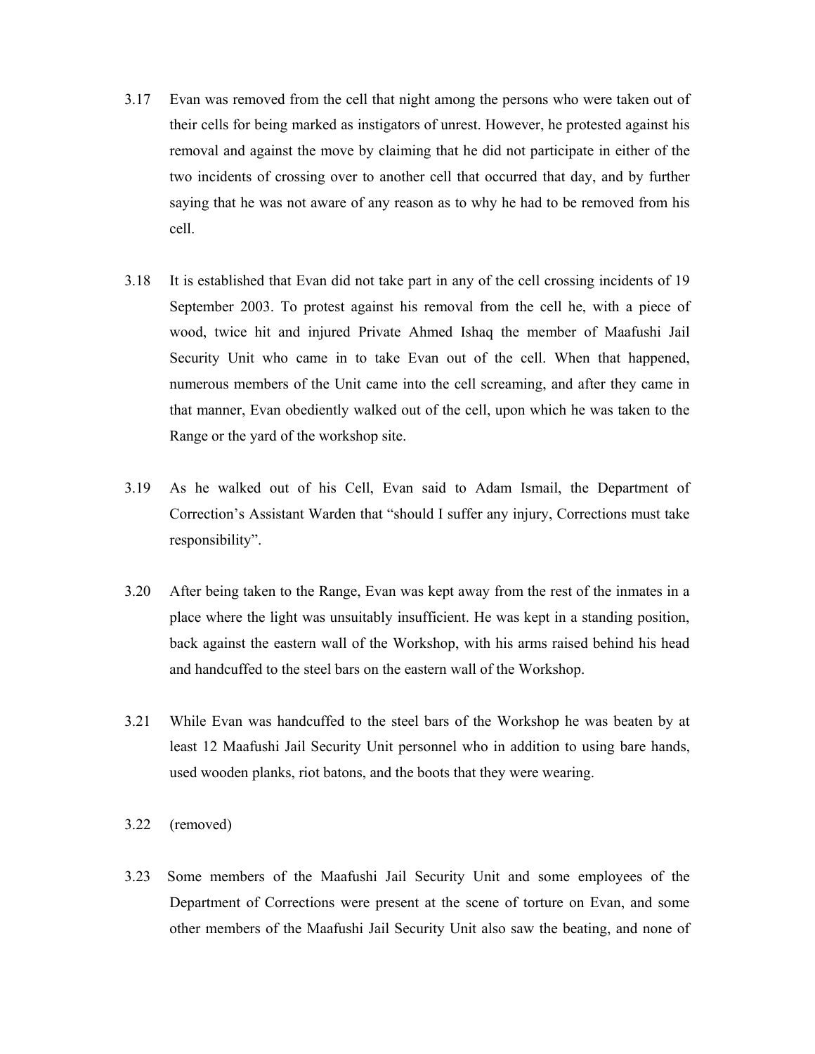3.17 Evan was removed from the cell that night among the persons who were taken out of their cells for being marked as instigators of unrest. However, he protested against his removal and against the move by claiming that he did not participate in either of the two incidents of crossing over to another cell that occurred that day, and by further saying that he was not aware of any reason as to why he had to be removed from his cell.

3.18 It is established that Evan did not take part in any of the cell crossing incidents of 19 September 2003. To protest against his removal from the cell he, with a piece of wood, twice hit and injured Private Ahmed Ishaq the member of Maafushi Jail Security Unit who came in to take Evan out of the cell. When that happened, numerous members of the Unit came into the cell screaming, and after they came in that manner, Evan obediently walked out of the cell, upon which he was taken to the Range or the yard of the workshop site.

3.19 As he walked out of his Cell, Evan said to Adam Ismail, the Department of Correction's Assistant Warden that "should I suffer any injury, Corrections must take responsibility".

3.20 After being taken to the Range, Evan was kept away from the rest of the inmates in a place where the light was unsuitably insufficient. He was kept in a standing position, back against the eastern wall of the Workshop, with his arms raised behind his head and handcuffed to the steel bars on the eastern wall of the Workshop.

3.21 While Evan was handcuffed to the steel bars of the Workshop he was beaten by at least 12 Maafushi Jail Security Unit personnel who in addition to using bare hands, used wooden planks, riot batons, and the boots that they were wearing.

3.22 (removed)

3.23 Some members of the Maafushi Jail Security Unit and some employees of the Department of Corrections were present at the scene of torture on Evan, and some other members of the Maafushi Jail Security Unit also saw the beating, and none of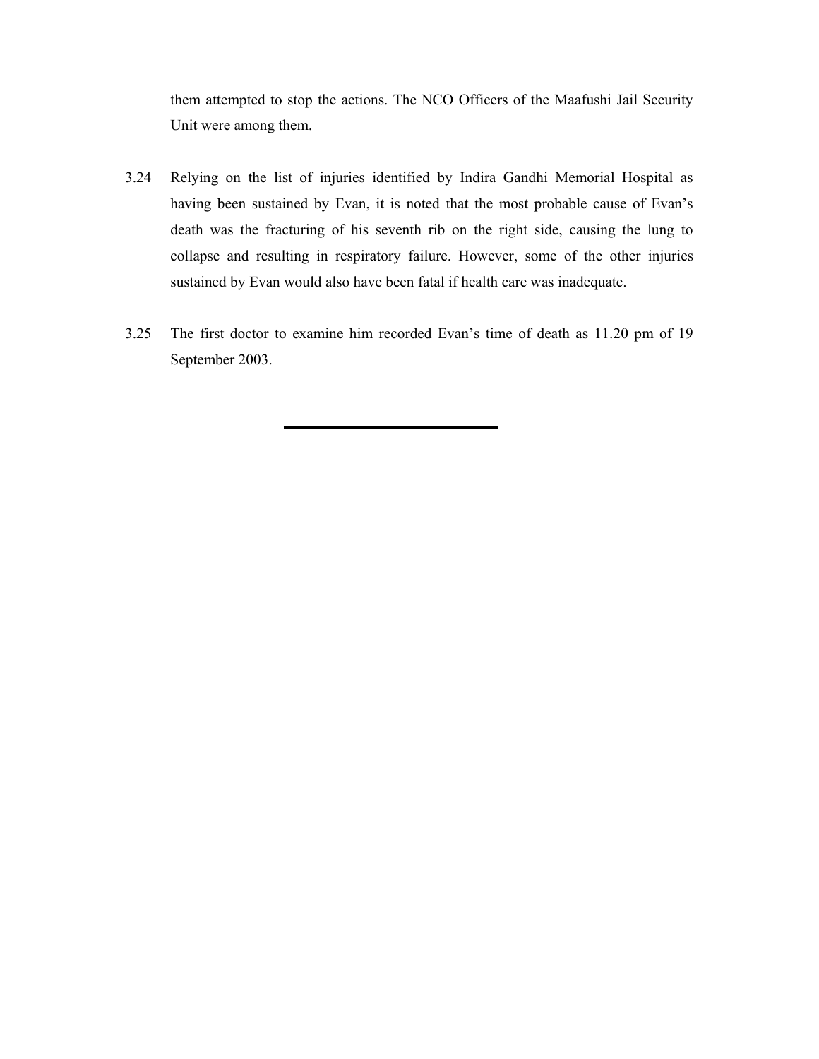them attempted to stop the actions. The NCO Officers of the Maafushi Jail Security Unit were among them.

3.24 Relying on the list of injuries identified by Indira Gandhi Memorial Hospital as having been sustained by Evan, it is noted that the most probable cause of Evan's death was the fracturing of his seventh rib on the right side, causing the lung to collapse and resulting in respiratory failure. However, some of the other injuries sustained by Evan would also have been fatal if health care was inadequate.

3.25 The first doctor to examine him recorded Evan's time of death as 11.20 pm of 19 September 2003.

---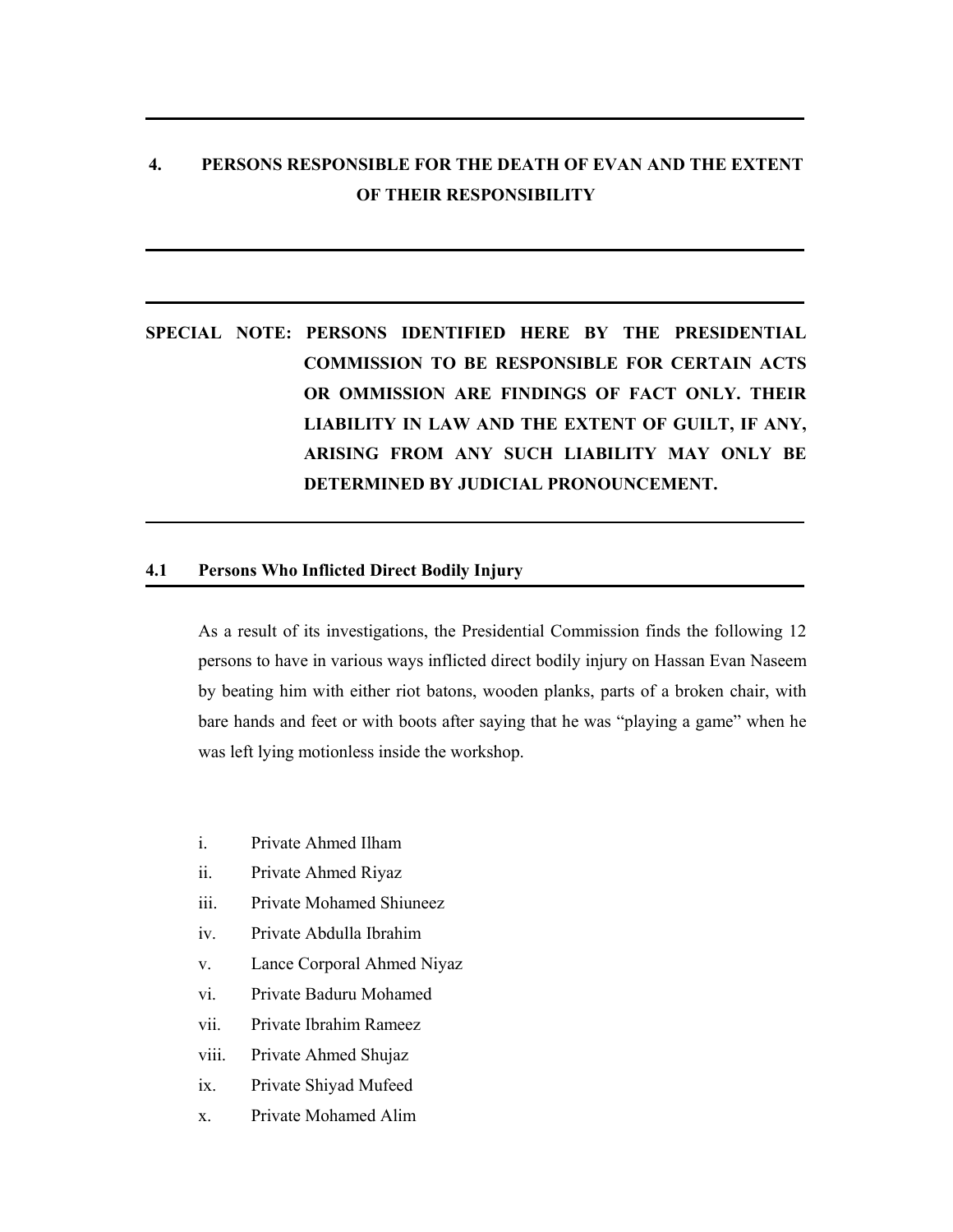## 4. PERSONS RESPONSIBLE FOR THE DEATH OF EVAN AND THE EXTENT OF THEIR RESPONSIBILITY

---

**SPECIAL NOTE: PERSONS IDENTIFIED HERE BY THE PRESIDENTIAL COMMISSION TO BE RESPONSIBLE FOR CERTAIN ACTS OR OMMISSION ARE FINDINGS OF FACT ONLY. THEIR LIABILITY IN LAW AND THE EXTENT OF GUILT, IF ANY, ARISING FROM ANY SUCH LIABILITY MAY ONLY BE DETERMINED BY JUDICIAL PRONOUNCEMENT.**

---

### 4.1 Persons Who Inflicted Direct Bodily Injury

As a result of its investigations, the Presidential Commission finds the following 12 persons to have in various ways inflicted direct bodily injury on Hassan Evan Naseem by beating him with either riot batons, wooden planks, parts of a broken chair, with bare hands and feet or with boots after saying that he was "playing a game" when he was left lying motionless inside the workshop.

i. Private Ahmed Ilham
ii. Private Ahmed Riyaz
iii. Private Mohamed Shiuneez
iv. Private Abdulla Ibrahim
v. Lance Corporal Ahmed Niyaz
vi. Private Baduru Mohamed
vii. Private Ibrahim Rameez
viii. Private Ahmed Shujaz
ix. Private Shiyad Mufeed
x. Private Mohamed Alim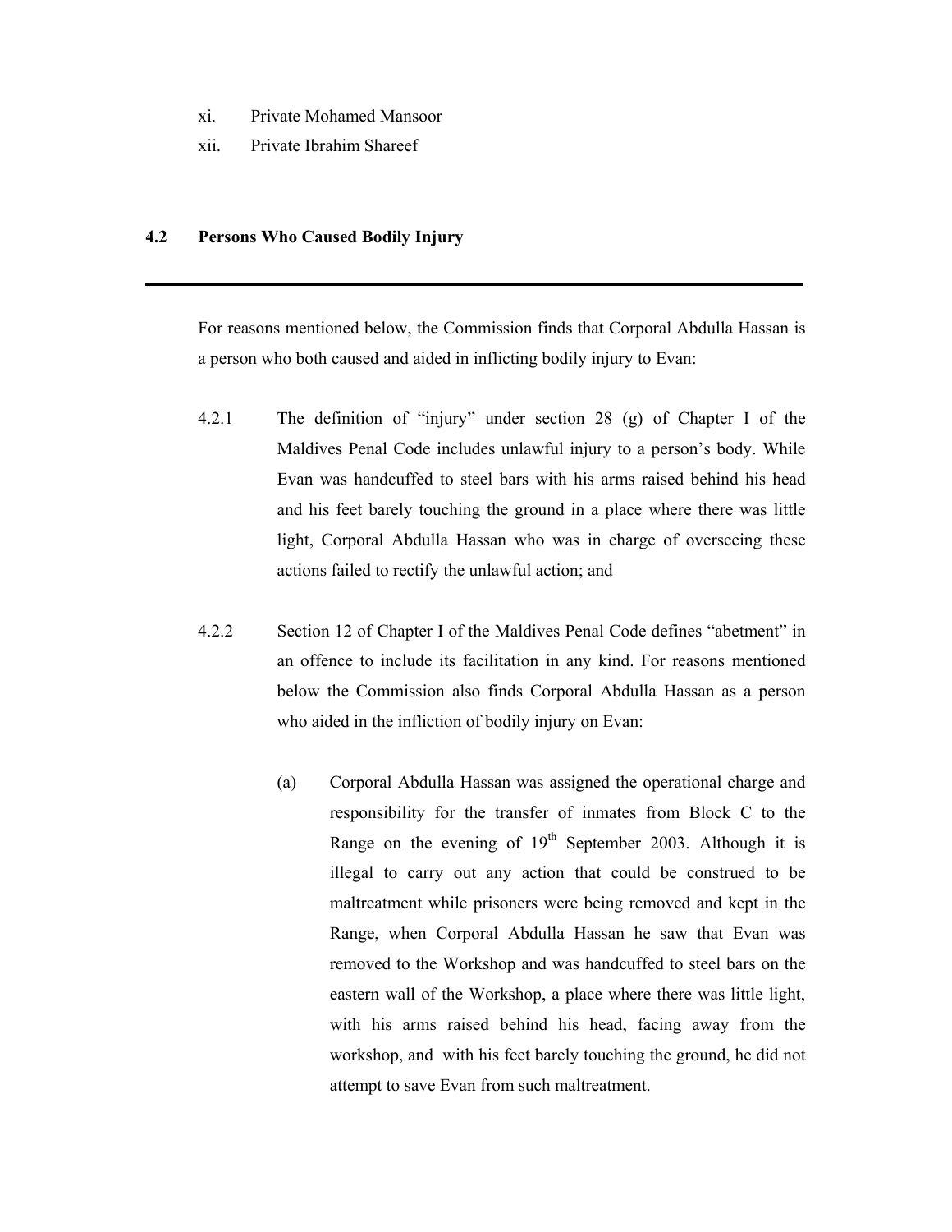xi. Private Mohamed Mansoor

xii. Private Ibrahim Shareef

## 4.2 Persons Who Caused Bodily Injury

---

For reasons mentioned below, the Commission finds that Corporal Abdulla Hassan is a person who both caused and aided in inflicting bodily injury to Evan:

4.2.1 The definition of "injury" under section 28 (g) of Chapter I of the Maldives Penal Code includes unlawful injury to a person's body. While Evan was handcuffed to steel bars with his arms raised behind his head and his feet barely touching the ground in a place where there was little light, Corporal Abdulla Hassan who was in charge of overseeing these actions failed to rectify the unlawful action; and

4.2.2 Section 12 of Chapter I of the Maldives Penal Code defines "abetment" in an offence to include its facilitation in any kind. For reasons mentioned below the Commission also finds Corporal Abdulla Hassan as a person who aided in the infliction of bodily injury on Evan:

(a) Corporal Abdulla Hassan was assigned the operational charge and responsibility for the transfer of inmates from Block C to the Range on the evening of 19th September 2003. Although it is illegal to carry out any action that could be construed to be maltreatment while prisoners were being removed and kept in the Range, when Corporal Abdulla Hassan he saw that Evan was removed to the Workshop and was handcuffed to steel bars on the eastern wall of the Workshop, a place where there was little light, with his arms raised behind his head, facing away from the workshop, and with his feet barely touching the ground, he did not attempt to save Evan from such maltreatment.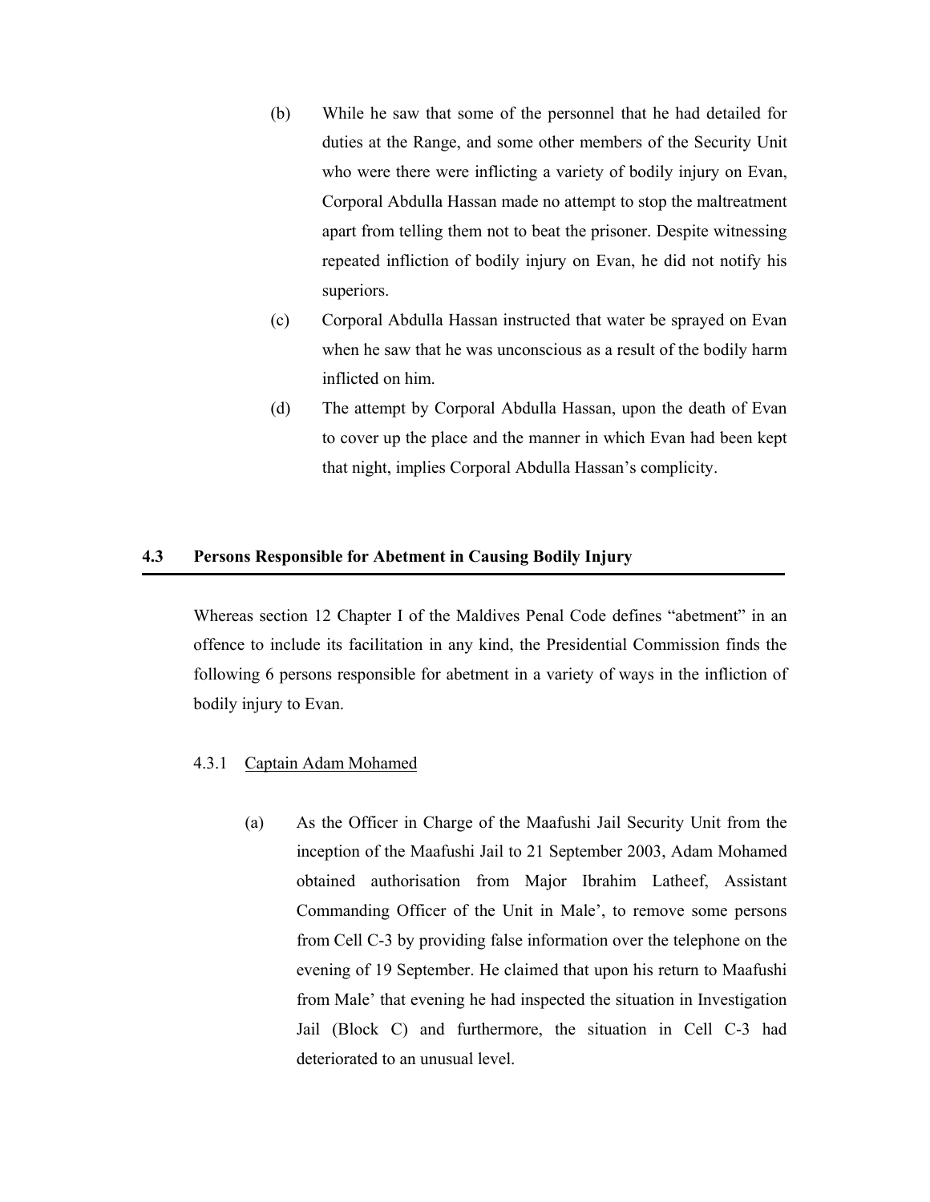(b) While he saw that some of the personnel that he had detailed for duties at the Range, and some other members of the Security Unit who were there were inflicting a variety of bodily injury on Evan, Corporal Abdulla Hassan made no attempt to stop the maltreatment apart from telling them not to beat the prisoner. Despite witnessing repeated infliction of bodily injury on Evan, he did not notify his superiors.

(c) Corporal Abdulla Hassan instructed that water be sprayed on Evan when he saw that he was unconscious as a result of the bodily harm inflicted on him.

(d) The attempt by Corporal Abdulla Hassan, upon the death of Evan to cover up the place and the manner in which Evan had been kept that night, implies Corporal Abdulla Hassan's complicity.

## 4.3 Persons Responsible for Abetment in Causing Bodily Injury

Whereas section 12 Chapter I of the Maldives Penal Code defines "abetment" in an offence to include its facilitation in any kind, the Presidential Commission finds the following 6 persons responsible for abetment in a variety of ways in the infliction of bodily injury to Evan.

### 4.3.1 Captain Adam Mohamed

(a) As the Officer in Charge of the Maafushi Jail Security Unit from the inception of the Maafushi Jail to 21 September 2003, Adam Mohamed obtained authorisation from Major Ibrahim Latheef, Assistant Commanding Officer of the Unit in Male', to remove some persons from Cell C-3 by providing false information over the telephone on the evening of 19 September. He claimed that upon his return to Maafushi from Male' that evening he had inspected the situation in Investigation Jail (Block C) and furthermore, the situation in Cell C-3 had deteriorated to an unusual level.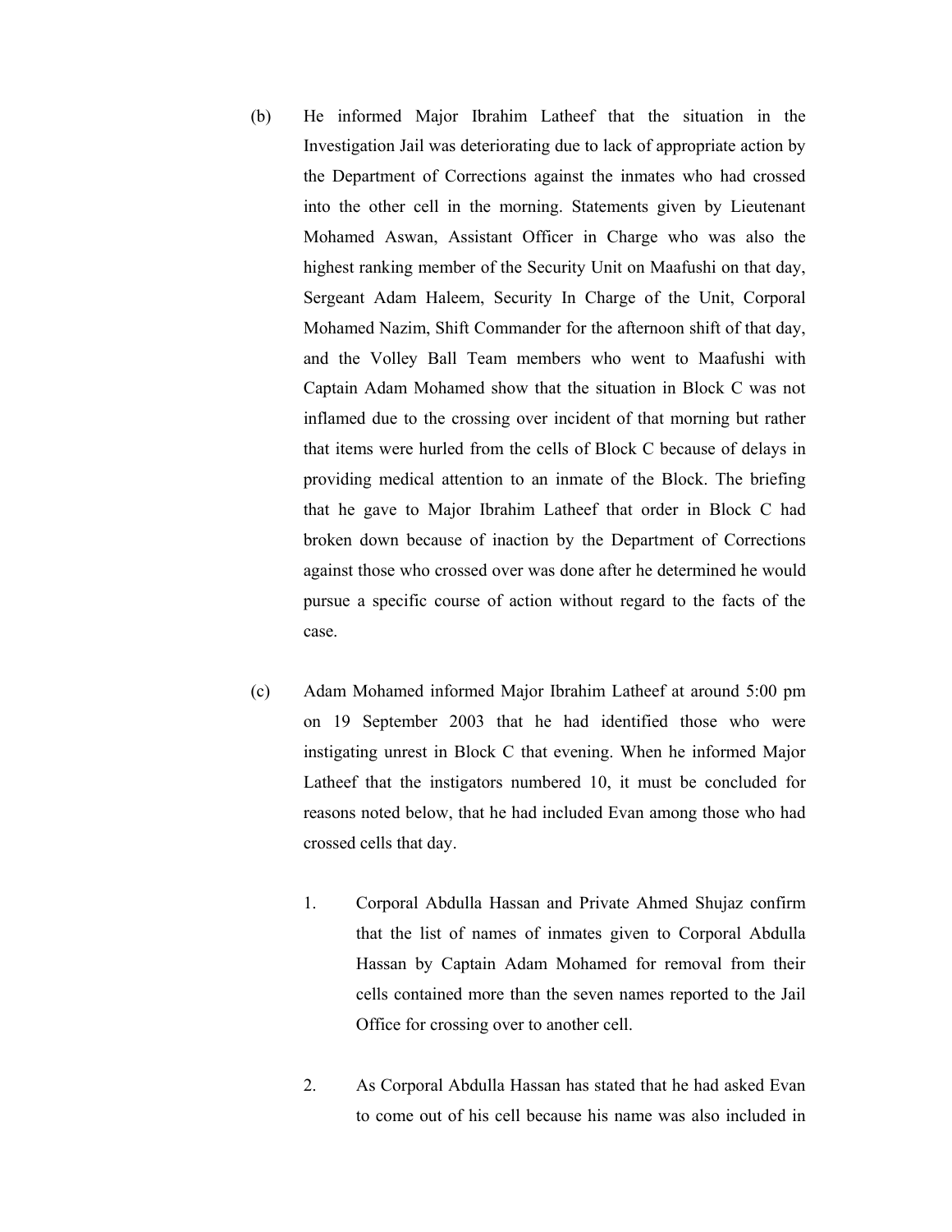(b) He informed Major Ibrahim Latheef that the situation in the Investigation Jail was deteriorating due to lack of appropriate action by the Department of Corrections against the inmates who had crossed into the other cell in the morning. Statements given by Lieutenant Mohamed Aswan, Assistant Officer in Charge who was also the highest ranking member of the Security Unit on Maafushi on that day, Sergeant Adam Haleem, Security In Charge of the Unit, Corporal Mohamed Nazim, Shift Commander for the afternoon shift of that day, and the Volley Ball Team members who went to Maafushi with Captain Adam Mohamed show that the situation in Block C was not inflamed due to the crossing over incident of that morning but rather that items were hurled from the cells of Block C because of delays in providing medical attention to an inmate of the Block. The briefing that he gave to Major Ibrahim Latheef that order in Block C had broken down because of inaction by the Department of Corrections against those who crossed over was done after he determined he would pursue a specific course of action without regard to the facts of the case.

(c) Adam Mohamed informed Major Ibrahim Latheef at around 5:00 pm on 19 September 2003 that he had identified those who were instigating unrest in Block C that evening. When he informed Major Latheef that the instigators numbered 10, it must be concluded for reasons noted below, that he had included Evan among those who had crossed cells that day.

1. Corporal Abdulla Hassan and Private Ahmed Shujaz confirm that the list of names of inmates given to Corporal Abdulla Hassan by Captain Adam Mohamed for removal from their cells contained more than the seven names reported to the Jail Office for crossing over to another cell.

2. As Corporal Abdulla Hassan has stated that he had asked Evan to come out of his cell because his name was also included in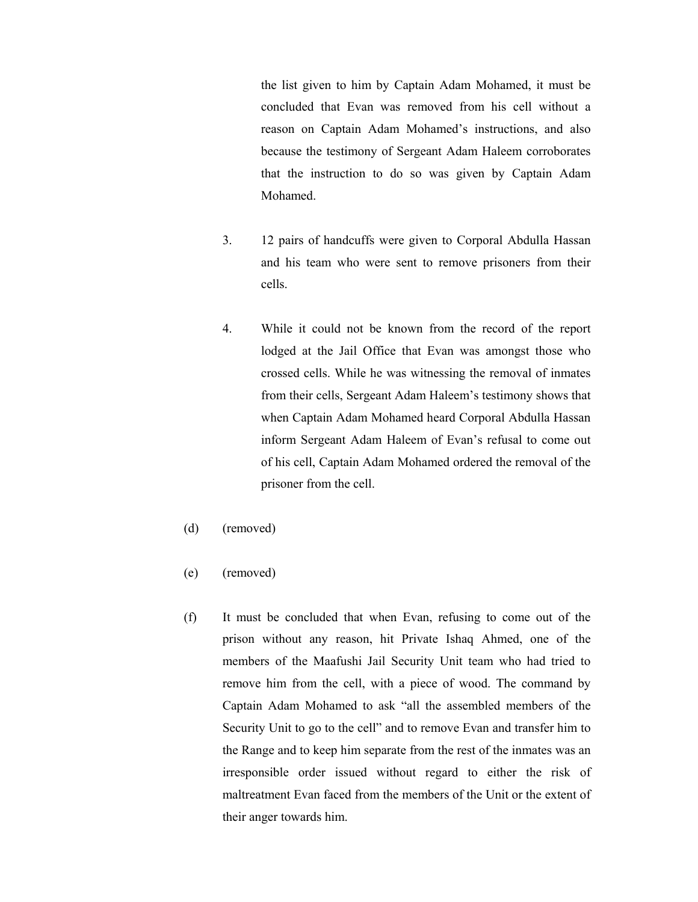the list given to him by Captain Adam Mohamed, it must be concluded that Evan was removed from his cell without a reason on Captain Adam Mohamed's instructions, and also because the testimony of Sergeant Adam Haleem corroborates that the instruction to do so was given by Captain Adam Mohamed.

3. 12 pairs of handcuffs were given to Corporal Abdulla Hassan and his team who were sent to remove prisoners from their cells.

4. While it could not be known from the record of the report lodged at the Jail Office that Evan was amongst those who crossed cells. While he was witnessing the removal of inmates from their cells, Sergeant Adam Haleem's testimony shows that when Captain Adam Mohamed heard Corporal Abdulla Hassan inform Sergeant Adam Haleem of Evan's refusal to come out of his cell, Captain Adam Mohamed ordered the removal of the prisoner from the cell.

(d) (removed)

(e) (removed)

(f) It must be concluded that when Evan, refusing to come out of the prison without any reason, hit Private Ishaq Ahmed, one of the members of the Maafushi Jail Security Unit team who had tried to remove him from the cell, with a piece of wood. The command by Captain Adam Mohamed to ask "all the assembled members of the Security Unit to go to the cell" and to remove Evan and transfer him to the Range and to keep him separate from the rest of the inmates was an irresponsible order issued without regard to either the risk of maltreatment Evan faced from the members of the Unit or the extent of their anger towards him.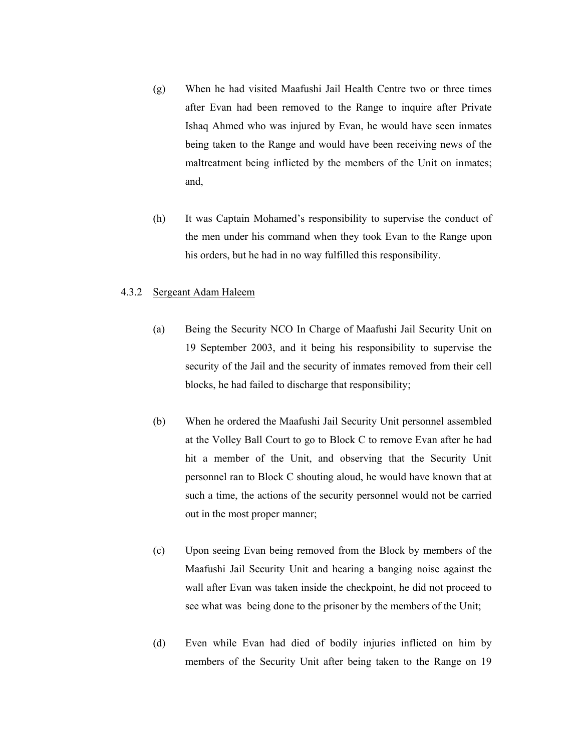(g) When he had visited Maafushi Jail Health Centre two or three times after Evan had been removed to the Range to inquire after Private Ishaq Ahmed who was injured by Evan, he would have seen inmates being taken to the Range and would have been receiving news of the maltreatment being inflicted by the members of the Unit on inmates; and,

(h) It was Captain Mohamed's responsibility to supervise the conduct of the men under his command when they took Evan to the Range upon his orders, but he had in no way fulfilled this responsibility.

4.3.2 <u>Sergeant Adam Haleem</u>

(a) Being the Security NCO In Charge of Maafushi Jail Security Unit on 19 September 2003, and it being his responsibility to supervise the security of the Jail and the security of inmates removed from their cell blocks, he had failed to discharge that responsibility;

(b) When he ordered the Maafushi Jail Security Unit personnel assembled at the Volley Ball Court to go to Block C to remove Evan after he had hit a member of the Unit, and observing that the Security Unit personnel ran to Block C shouting aloud, he would have known that at such a time, the actions of the security personnel would not be carried out in the most proper manner;

(c) Upon seeing Evan being removed from the Block by members of the Maafushi Jail Security Unit and hearing a banging noise against the wall after Evan was taken inside the checkpoint, he did not proceed to see what was being done to the prisoner by the members of the Unit;

(d) Even while Evan had died of bodily injuries inflicted on him by members of the Security Unit after being taken to the Range on 19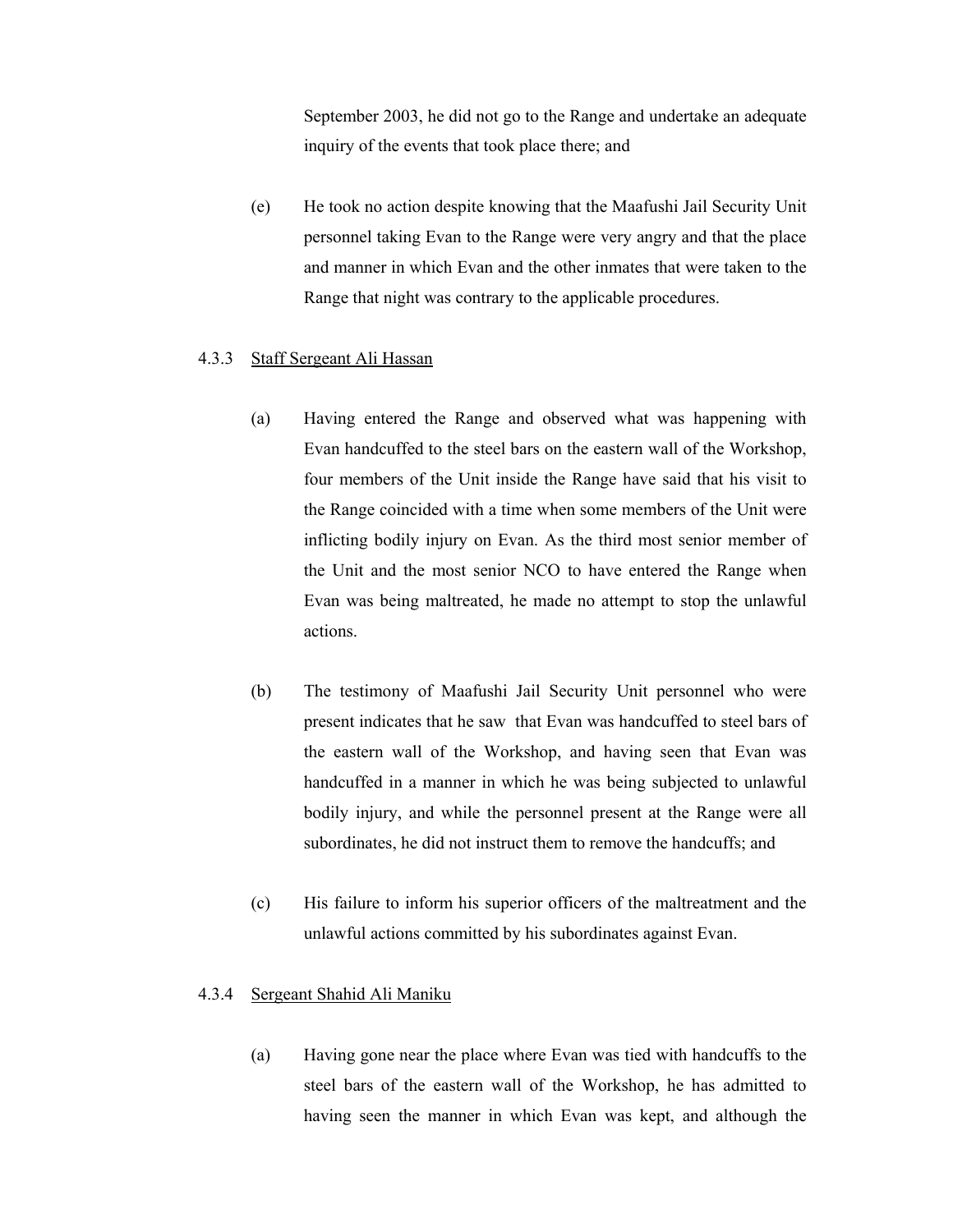September 2003, he did not go to the Range and undertake an adequate inquiry of the events that took place there; and

(e) He took no action despite knowing that the Maafushi Jail Security Unit personnel taking Evan to the Range were very angry and that the place and manner in which Evan and the other inmates that were taken to the Range that night was contrary to the applicable procedures.

4.3.3 Staff Sergeant Ali Hassan

(a) Having entered the Range and observed what was happening with Evan handcuffed to the steel bars on the eastern wall of the Workshop, four members of the Unit inside the Range have said that his visit to the Range coincided with a time when some members of the Unit were inflicting bodily injury on Evan. As the third most senior member of the Unit and the most senior NCO to have entered the Range when Evan was being maltreated, he made no attempt to stop the unlawful actions.

(b) The testimony of Maafushi Jail Security Unit personnel who were present indicates that he saw that Evan was handcuffed to steel bars of the eastern wall of the Workshop, and having seen that Evan was handcuffed in a manner in which he was being subjected to unlawful bodily injury, and while the personnel present at the Range were all subordinates, he did not instruct them to remove the handcuffs; and

(c) His failure to inform his superior officers of the maltreatment and the unlawful actions committed by his subordinates against Evan.

4.3.4 Sergeant Shahid Ali Maniku

(a) Having gone near the place where Evan was tied with handcuffs to the steel bars of the eastern wall of the Workshop, he has admitted to having seen the manner in which Evan was kept, and although the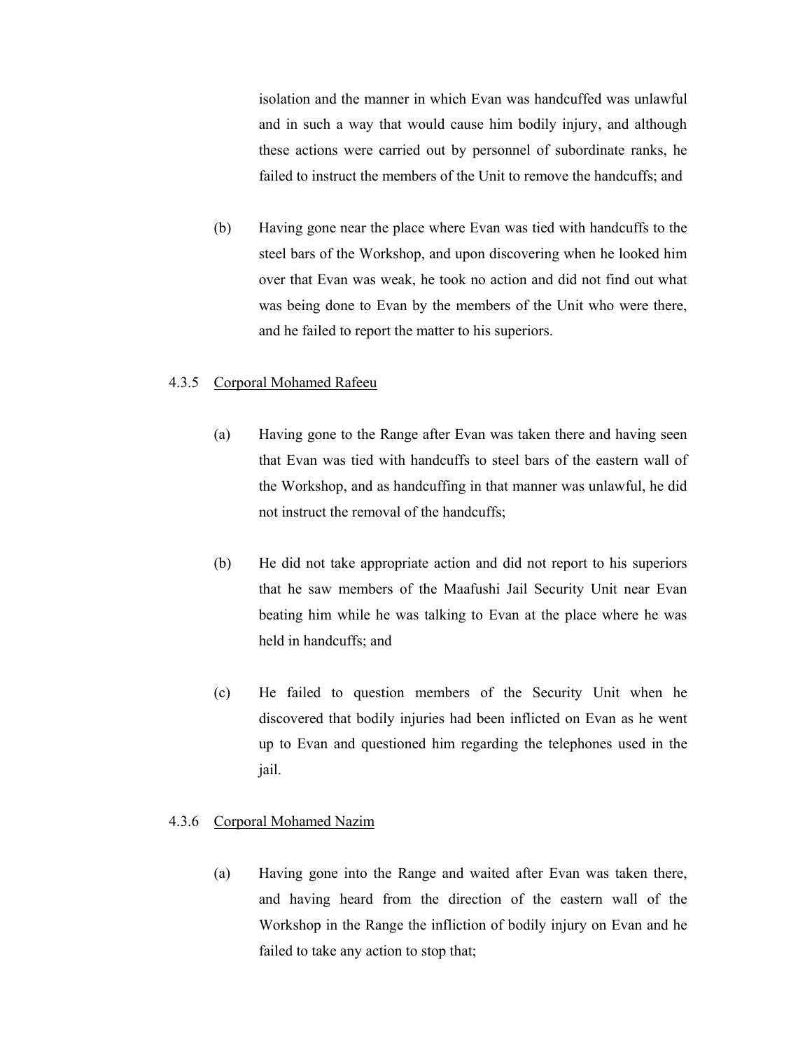isolation and the manner in which Evan was handcuffed was unlawful and in such a way that would cause him bodily injury, and although these actions were carried out by personnel of subordinate ranks, he failed to instruct the members of the Unit to remove the handcuffs; and

(b) Having gone near the place where Evan was tied with handcuffs to the steel bars of the Workshop, and upon discovering when he looked him over that Evan was weak, he took no action and did not find out what was being done to Evan by the members of the Unit who were there, and he failed to report the matter to his superiors.

4.3.5 Corporal Mohamed Rafeeu

(a) Having gone to the Range after Evan was taken there and having seen that Evan was tied with handcuffs to steel bars of the eastern wall of the Workshop, and as handcuffing in that manner was unlawful, he did not instruct the removal of the handcuffs;

(b) He did not take appropriate action and did not report to his superiors that he saw members of the Maafushi Jail Security Unit near Evan beating him while he was talking to Evan at the place where he was held in handcuffs; and

(c) He failed to question members of the Security Unit when he discovered that bodily injuries had been inflicted on Evan as he went up to Evan and questioned him regarding the telephones used in the jail.

4.3.6 Corporal Mohamed Nazim

(a) Having gone into the Range and waited after Evan was taken there, and having heard from the direction of the eastern wall of the Workshop in the Range the infliction of bodily injury on Evan and he failed to take any action to stop that;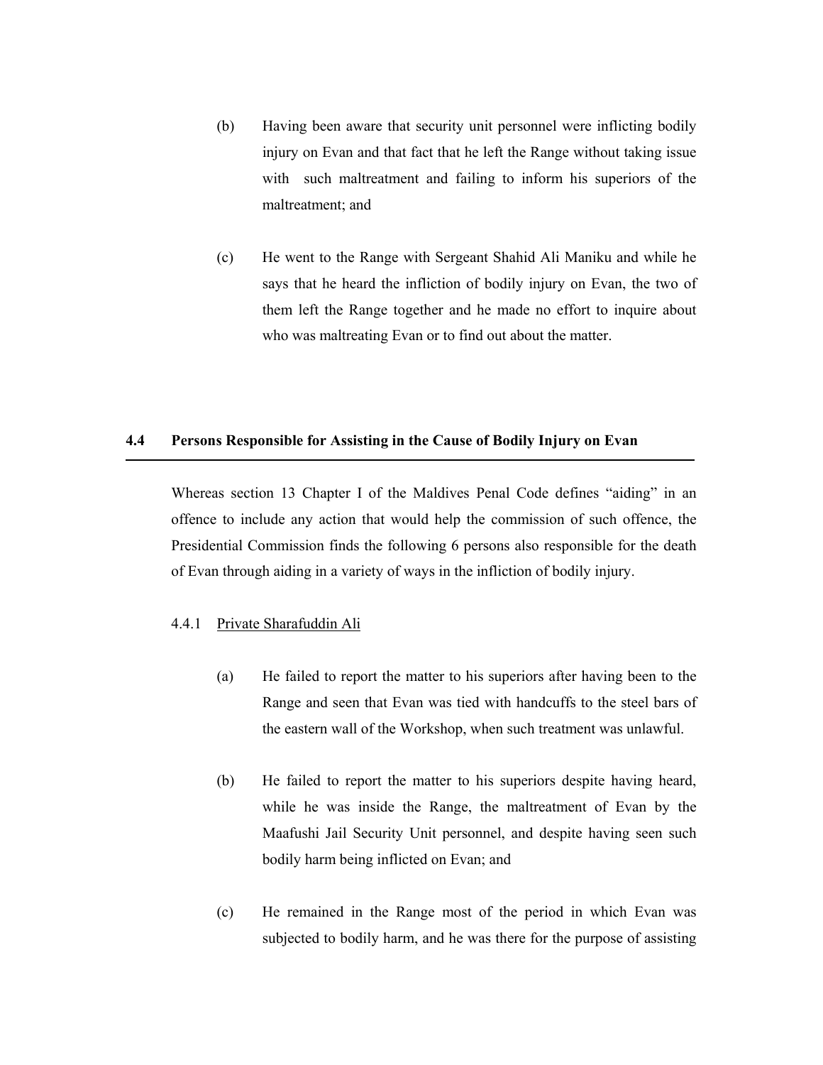(b) Having been aware that security unit personnel were inflicting bodily injury on Evan and that fact that he left the Range without taking issue with such maltreatment and failing to inform his superiors of the maltreatment; and

(c) He went to the Range with Sergeant Shahid Ali Maniku and while he says that he heard the infliction of bodily injury on Evan, the two of them left the Range together and he made no effort to inquire about who was maltreating Evan or to find out about the matter.

## 4.4 Persons Responsible for Assisting in the Cause of Bodily Injury on Evan

Whereas section 13 Chapter I of the Maldives Penal Code defines "aiding" in an offence to include any action that would help the commission of such offence, the Presidential Commission finds the following 6 persons also responsible for the death of Evan through aiding in a variety of ways in the infliction of bodily injury.

### 4.4.1 Private Sharafuddin Ali

(a) He failed to report the matter to his superiors after having been to the Range and seen that Evan was tied with handcuffs to the steel bars of the eastern wall of the Workshop, when such treatment was unlawful.

(b) He failed to report the matter to his superiors despite having heard, while he was inside the Range, the maltreatment of Evan by the Maafushi Jail Security Unit personnel, and despite having seen such bodily harm being inflicted on Evan; and

(c) He remained in the Range most of the period in which Evan was subjected to bodily harm, and he was there for the purpose of assisting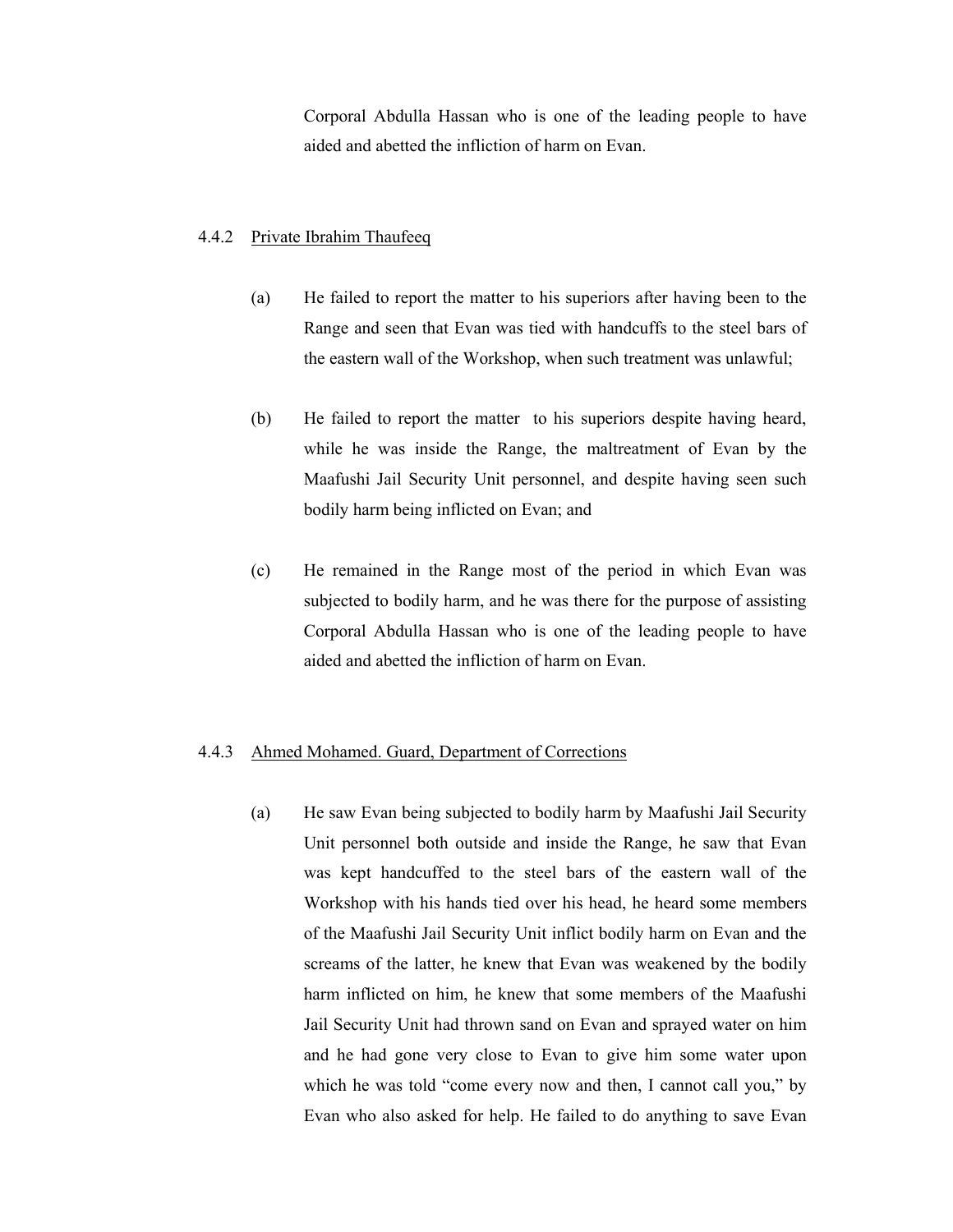Corporal Abdulla Hassan who is one of the leading people to have aided and abetted the infliction of harm on Evan.

4.4.2 Private Ibrahim Thaufeeq

(a) He failed to report the matter to his superiors after having been to the Range and seen that Evan was tied with handcuffs to the steel bars of the eastern wall of the Workshop, when such treatment was unlawful;

(b) He failed to report the matter to his superiors despite having heard, while he was inside the Range, the maltreatment of Evan by the Maafushi Jail Security Unit personnel, and despite having seen such bodily harm being inflicted on Evan; and

(c) He remained in the Range most of the period in which Evan was subjected to bodily harm, and he was there for the purpose of assisting Corporal Abdulla Hassan who is one of the leading people to have aided and abetted the infliction of harm on Evan.

4.4.3 Ahmed Mohamed. Guard, Department of Corrections

(a) He saw Evan being subjected to bodily harm by Maafushi Jail Security Unit personnel both outside and inside the Range, he saw that Evan was kept handcuffed to the steel bars of the eastern wall of the Workshop with his hands tied over his head, he heard some members of the Maafushi Jail Security Unit inflict bodily harm on Evan and the screams of the latter, he knew that Evan was weakened by the bodily harm inflicted on him, he knew that some members of the Maafushi Jail Security Unit had thrown sand on Evan and sprayed water on him and he had gone very close to Evan to give him some water upon which he was told "come every now and then, I cannot call you," by Evan who also asked for help. He failed to do anything to save Evan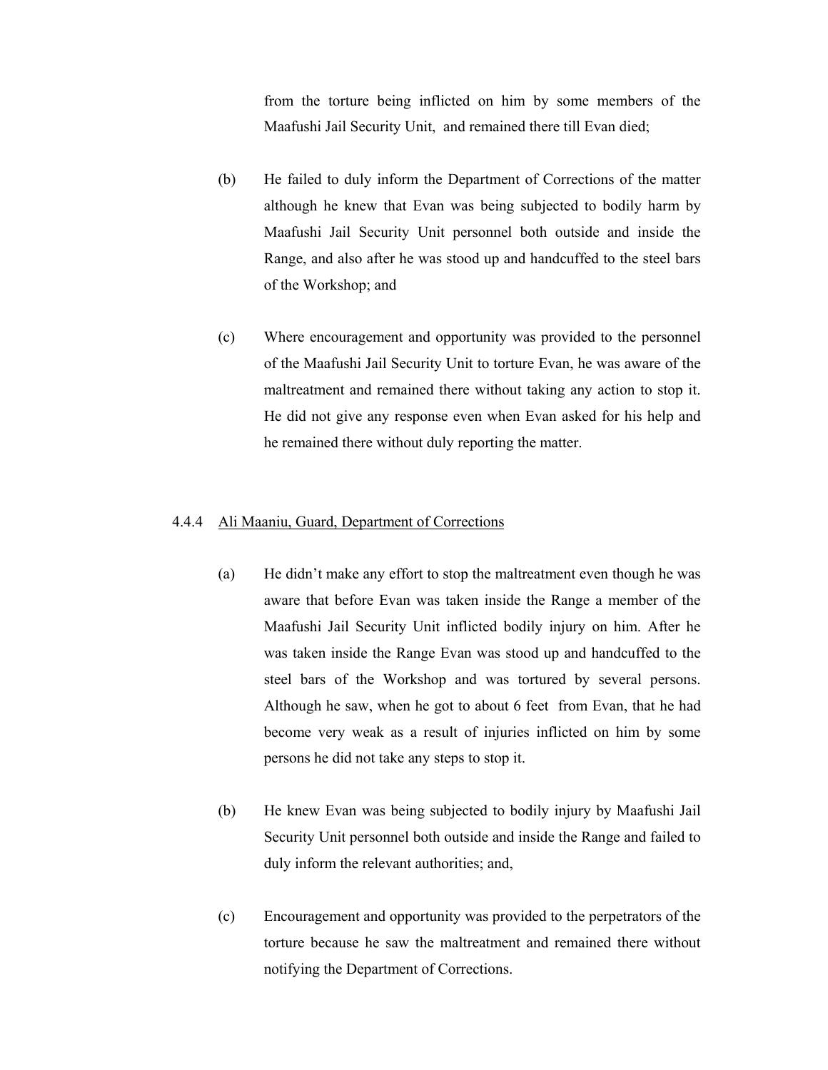from the torture being inflicted on him by some members of the Maafushi Jail Security Unit, and remained there till Evan died;

(b) He failed to duly inform the Department of Corrections of the matter although he knew that Evan was being subjected to bodily harm by Maafushi Jail Security Unit personnel both outside and inside the Range, and also after he was stood up and handcuffed to the steel bars of the Workshop; and

(c) Where encouragement and opportunity was provided to the personnel of the Maafushi Jail Security Unit to torture Evan, he was aware of the maltreatment and remained there without taking any action to stop it. He did not give any response even when Evan asked for his help and he remained there without duly reporting the matter.

4.4.4 <u>Ali Maaniu, Guard, Department of Corrections</u>

(a) He didn't make any effort to stop the maltreatment even though he was aware that before Evan was taken inside the Range a member of the Maafushi Jail Security Unit inflicted bodily injury on him. After he was taken inside the Range Evan was stood up and handcuffed to the steel bars of the Workshop and was tortured by several persons. Although he saw, when he got to about 6 feet from Evan, that he had become very weak as a result of injuries inflicted on him by some persons he did not take any steps to stop it.

(b) He knew Evan was being subjected to bodily injury by Maafushi Jail Security Unit personnel both outside and inside the Range and failed to duly inform the relevant authorities; and,

(c) Encouragement and opportunity was provided to the perpetrators of the torture because he saw the maltreatment and remained there without notifying the Department of Corrections.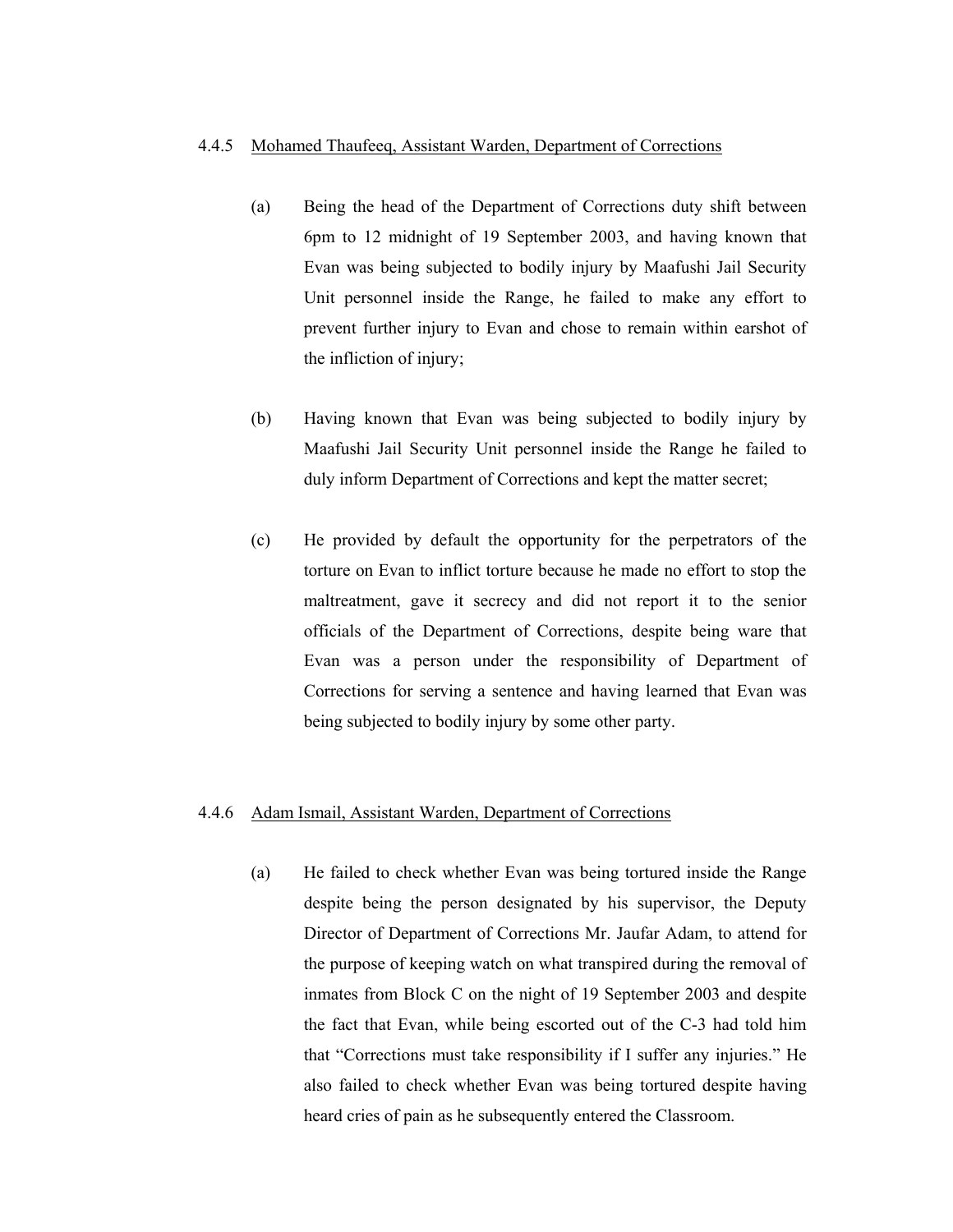4.4.5 Mohamed Thaufeeq, Assistant Warden, Department of Corrections

(a) Being the head of the Department of Corrections duty shift between 6pm to 12 midnight of 19 September 2003, and having known that Evan was being subjected to bodily injury by Maafushi Jail Security Unit personnel inside the Range, he failed to make any effort to prevent further injury to Evan and chose to remain within earshot of the infliction of injury;

(b) Having known that Evan was being subjected to bodily injury by Maafushi Jail Security Unit personnel inside the Range he failed to duly inform Department of Corrections and kept the matter secret;

(c) He provided by default the opportunity for the perpetrators of the torture on Evan to inflict torture because he made no effort to stop the maltreatment, gave it secrecy and did not report it to the senior officials of the Department of Corrections, despite being ware that Evan was a person under the responsibility of Department of Corrections for serving a sentence and having learned that Evan was being subjected to bodily injury by some other party.

4.4.6 Adam Ismail, Assistant Warden, Department of Corrections

(a) He failed to check whether Evan was being tortured inside the Range despite being the person designated by his supervisor, the Deputy Director of Department of Corrections Mr. Jaufar Adam, to attend for the purpose of keeping watch on what transpired during the removal of inmates from Block C on the night of 19 September 2003 and despite the fact that Evan, while being escorted out of the C-3 had told him that "Corrections must take responsibility if I suffer any injuries." He also failed to check whether Evan was being tortured despite having heard cries of pain as he subsequently entered the Classroom.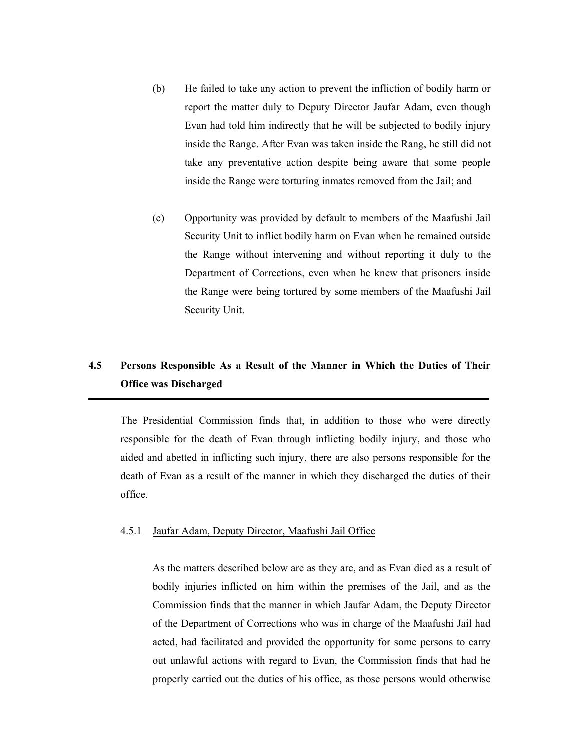(b) He failed to take any action to prevent the infliction of bodily harm or report the matter duly to Deputy Director Jaufar Adam, even though Evan had told him indirectly that he will be subjected to bodily injury inside the Range. After Evan was taken inside the Rang, he still did not take any preventative action despite being aware that some people inside the Range were torturing inmates removed from the Jail; and

(c) Opportunity was provided by default to members of the Maafushi Jail Security Unit to inflict bodily harm on Evan when he remained outside the Range without intervening and without reporting it duly to the Department of Corrections, even when he knew that prisoners inside the Range were being tortured by some members of the Maafushi Jail Security Unit.

## 4.5 Persons Responsible As a Result of the Manner in Which the Duties of Their Office was Discharged

The Presidential Commission finds that, in addition to those who were directly responsible for the death of Evan through inflicting bodily injury, and those who aided and abetted in inflicting such injury, there are also persons responsible for the death of Evan as a result of the manner in which they discharged the duties of their office.

### 4.5.1 Jaufar Adam, Deputy Director, Maafushi Jail Office

As the matters described below are as they are, and as Evan died as a result of bodily injuries inflicted on him within the premises of the Jail, and as the Commission finds that the manner in which Jaufar Adam, the Deputy Director of the Department of Corrections who was in charge of the Maafushi Jail had acted, had facilitated and provided the opportunity for some persons to carry out unlawful actions with regard to Evan, the Commission finds that had he properly carried out the duties of his office, as those persons would otherwise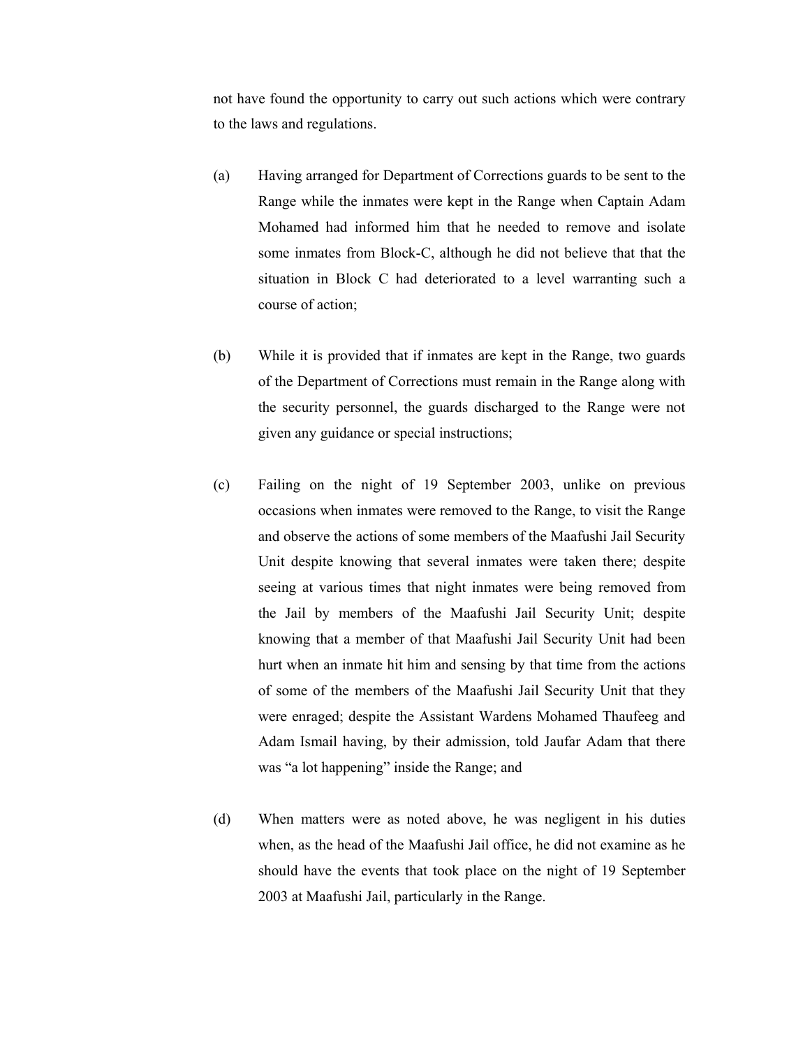not have found the opportunity to carry out such actions which were contrary to the laws and regulations.

(a) Having arranged for Department of Corrections guards to be sent to the Range while the inmates were kept in the Range when Captain Adam Mohamed had informed him that he needed to remove and isolate some inmates from Block-C, although he did not believe that that the situation in Block C had deteriorated to a level warranting such a course of action;

(b) While it is provided that if inmates are kept in the Range, two guards of the Department of Corrections must remain in the Range along with the security personnel, the guards discharged to the Range were not given any guidance or special instructions;

(c) Failing on the night of 19 September 2003, unlike on previous occasions when inmates were removed to the Range, to visit the Range and observe the actions of some members of the Maafushi Jail Security Unit despite knowing that several inmates were taken there; despite seeing at various times that night inmates were being removed from the Jail by members of the Maafushi Jail Security Unit; despite knowing that a member of that Maafushi Jail Security Unit had been hurt when an inmate hit him and sensing by that time from the actions of some of the members of the Maafushi Jail Security Unit that they were enraged; despite the Assistant Wardens Mohamed Thaufeeg and Adam Ismail having, by their admission, told Jaufar Adam that there was "a lot happening" inside the Range; and

(d) When matters were as noted above, he was negligent in his duties when, as the head of the Maafushi Jail office, he did not examine as he should have the events that took place on the night of 19 September 2003 at Maafushi Jail, particularly in the Range.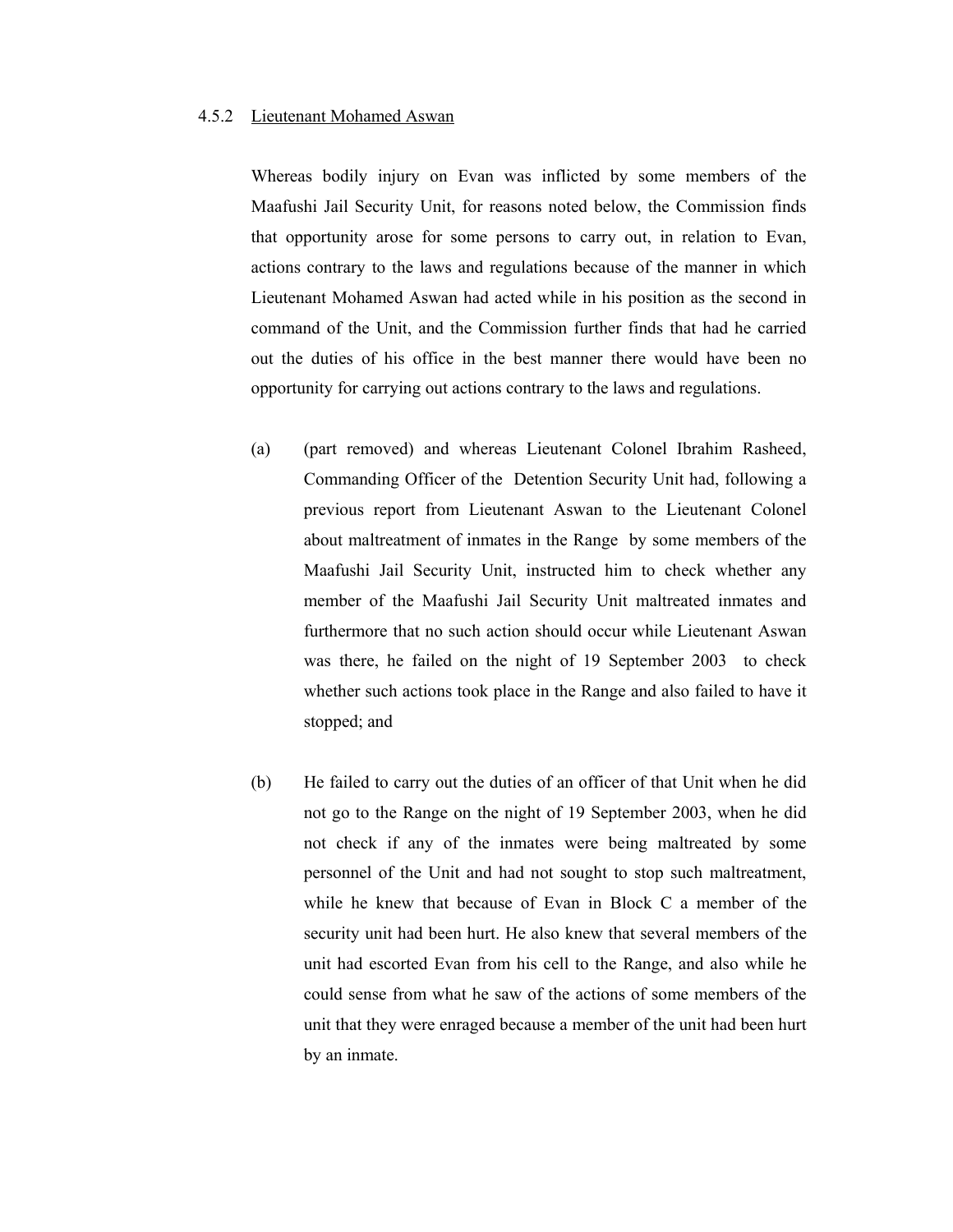### 4.5.2 Lieutenant Mohamed Aswan

Whereas bodily injury on Evan was inflicted by some members of the Maafushi Jail Security Unit, for reasons noted below, the Commission finds that opportunity arose for some persons to carry out, in relation to Evan, actions contrary to the laws and regulations because of the manner in which Lieutenant Mohamed Aswan had acted while in his position as the second in command of the Unit, and the Commission further finds that had he carried out the duties of his office in the best manner there would have been no opportunity for carrying out actions contrary to the laws and regulations.

(a) (part removed) and whereas Lieutenant Colonel Ibrahim Rasheed, Commanding Officer of the Detention Security Unit had, following a previous report from Lieutenant Aswan to the Lieutenant Colonel about maltreatment of inmates in the Range by some members of the Maafushi Jail Security Unit, instructed him to check whether any member of the Maafushi Jail Security Unit maltreated inmates and furthermore that no such action should occur while Lieutenant Aswan was there, he failed on the night of 19 September 2003 to check whether such actions took place in the Range and also failed to have it stopped; and

(b) He failed to carry out the duties of an officer of that Unit when he did not go to the Range on the night of 19 September 2003, when he did not check if any of the inmates were being maltreated by some personnel of the Unit and had not sought to stop such maltreatment, while he knew that because of Evan in Block C a member of the security unit had been hurt. He also knew that several members of the unit had escorted Evan from his cell to the Range, and also while he could sense from what he saw of the actions of some members of the unit that they were enraged because a member of the unit had been hurt by an inmate.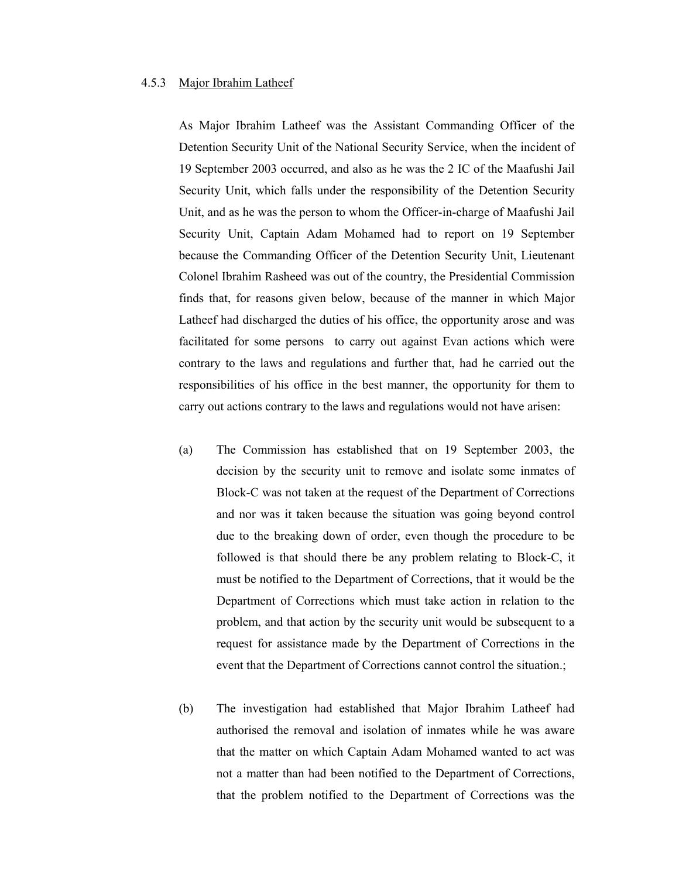#### 4.5.3 Major Ibrahim Latheef

As Major Ibrahim Latheef was the Assistant Commanding Officer of the Detention Security Unit of the National Security Service, when the incident of 19 September 2003 occurred, and also as he was the 2 IC of the Maafushi Jail Security Unit, which falls under the responsibility of the Detention Security Unit, and as he was the person to whom the Officer-in-charge of Maafushi Jail Security Unit, Captain Adam Mohamed had to report on 19 September because the Commanding Officer of the Detention Security Unit, Lieutenant Colonel Ibrahim Rasheed was out of the country, the Presidential Commission finds that, for reasons given below, because of the manner in which Major Latheef had discharged the duties of his office, the opportunity arose and was facilitated for some persons to carry out against Evan actions which were contrary to the laws and regulations and further that, had he carried out the responsibilities of his office in the best manner, the opportunity for them to carry out actions contrary to the laws and regulations would not have arisen:

(a) The Commission has established that on 19 September 2003, the decision by the security unit to remove and isolate some inmates of Block-C was not taken at the request of the Department of Corrections and nor was it taken because the situation was going beyond control due to the breaking down of order, even though the procedure to be followed is that should there be any problem relating to Block-C, it must be notified to the Department of Corrections, that it would be the Department of Corrections which must take action in relation to the problem, and that action by the security unit would be subsequent to a request for assistance made by the Department of Corrections in the event that the Department of Corrections cannot control the situation.;

(b) The investigation had established that Major Ibrahim Latheef had authorised the removal and isolation of inmates while he was aware that the matter on which Captain Adam Mohamed wanted to act was not a matter than had been notified to the Department of Corrections, that the problem notified to the Department of Corrections was the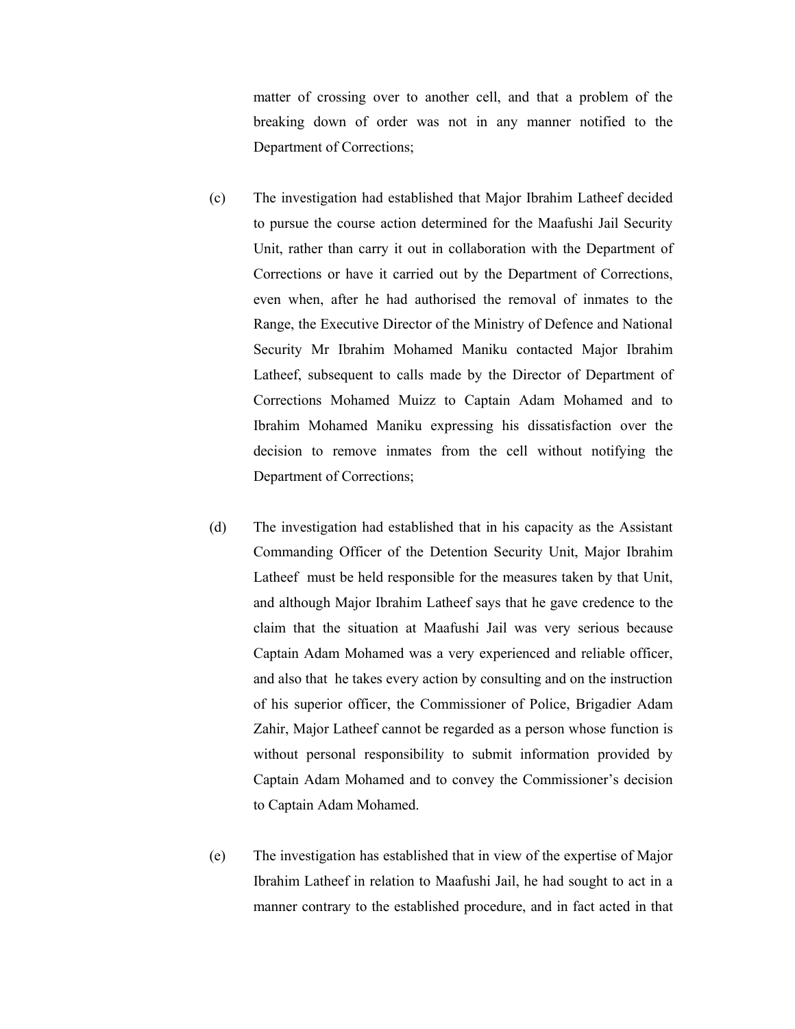matter of crossing over to another cell, and that a problem of the breaking down of order was not in any manner notified to the Department of Corrections;

(c) The investigation had established that Major Ibrahim Latheef decided to pursue the course action determined for the Maafushi Jail Security Unit, rather than carry it out in collaboration with the Department of Corrections or have it carried out by the Department of Corrections, even when, after he had authorised the removal of inmates to the Range, the Executive Director of the Ministry of Defence and National Security Mr Ibrahim Mohamed Maniku contacted Major Ibrahim Latheef, subsequent to calls made by the Director of Department of Corrections Mohamed Muizz to Captain Adam Mohamed and to Ibrahim Mohamed Maniku expressing his dissatisfaction over the decision to remove inmates from the cell without notifying the Department of Corrections;

(d) The investigation had established that in his capacity as the Assistant Commanding Officer of the Detention Security Unit, Major Ibrahim Latheef must be held responsible for the measures taken by that Unit, and although Major Ibrahim Latheef says that he gave credence to the claim that the situation at Maafushi Jail was very serious because Captain Adam Mohamed was a very experienced and reliable officer, and also that he takes every action by consulting and on the instruction of his superior officer, the Commissioner of Police, Brigadier Adam Zahir, Major Latheef cannot be regarded as a person whose function is without personal responsibility to submit information provided by Captain Adam Mohamed and to convey the Commissioner's decision to Captain Adam Mohamed.

(e) The investigation has established that in view of the expertise of Major Ibrahim Latheef in relation to Maafushi Jail, he had sought to act in a manner contrary to the established procedure, and in fact acted in that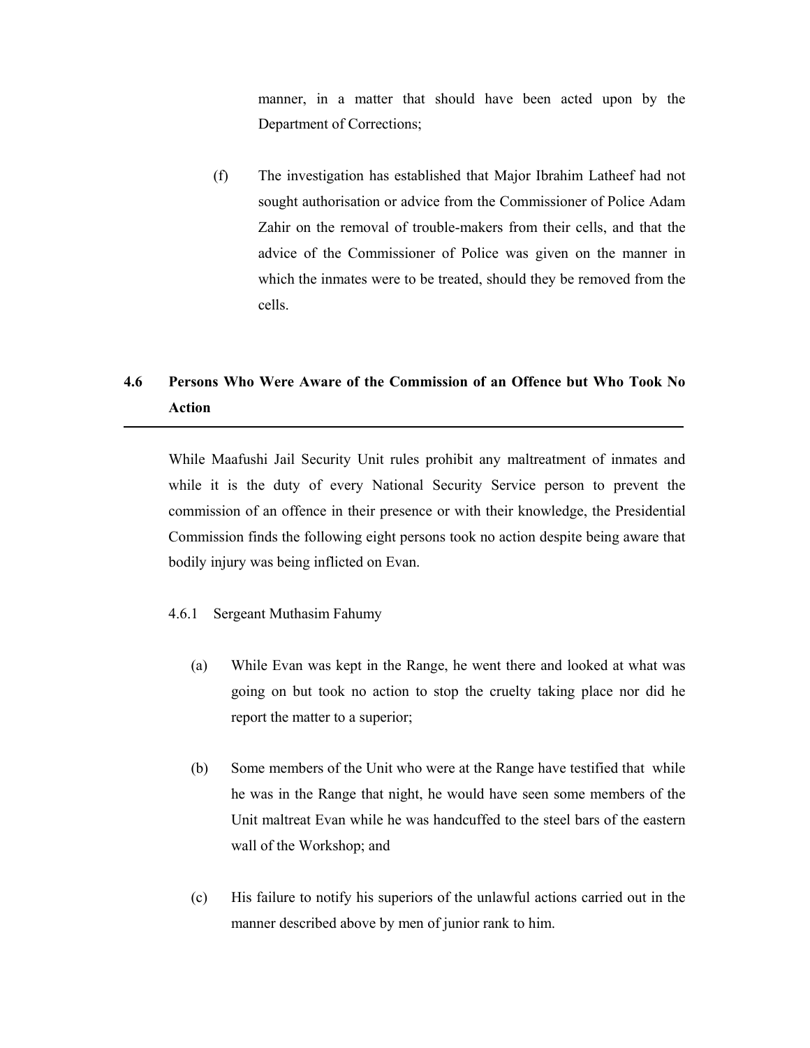manner, in a matter that should have been acted upon by the Department of Corrections;

(f) The investigation has established that Major Ibrahim Latheef had not sought authorisation or advice from the Commissioner of Police Adam Zahir on the removal of trouble-makers from their cells, and that the advice of the Commissioner of Police was given on the manner in which the inmates were to be treated, should they be removed from the cells.

## 4.6 Persons Who Were Aware of the Commission of an Offence but Who Took No Action

While Maafushi Jail Security Unit rules prohibit any maltreatment of inmates and while it is the duty of every National Security Service person to prevent the commission of an offence in their presence or with their knowledge, the Presidential Commission finds the following eight persons took no action despite being aware that bodily injury was being inflicted on Evan.

4.6.1 Sergeant Muthasim Fahumy

(a) While Evan was kept in the Range, he went there and looked at what was going on but took no action to stop the cruelty taking place nor did he report the matter to a superior;

(b) Some members of the Unit who were at the Range have testified that while he was in the Range that night, he would have seen some members of the Unit maltreat Evan while he was handcuffed to the steel bars of the eastern wall of the Workshop; and

(c) His failure to notify his superiors of the unlawful actions carried out in the manner described above by men of junior rank to him.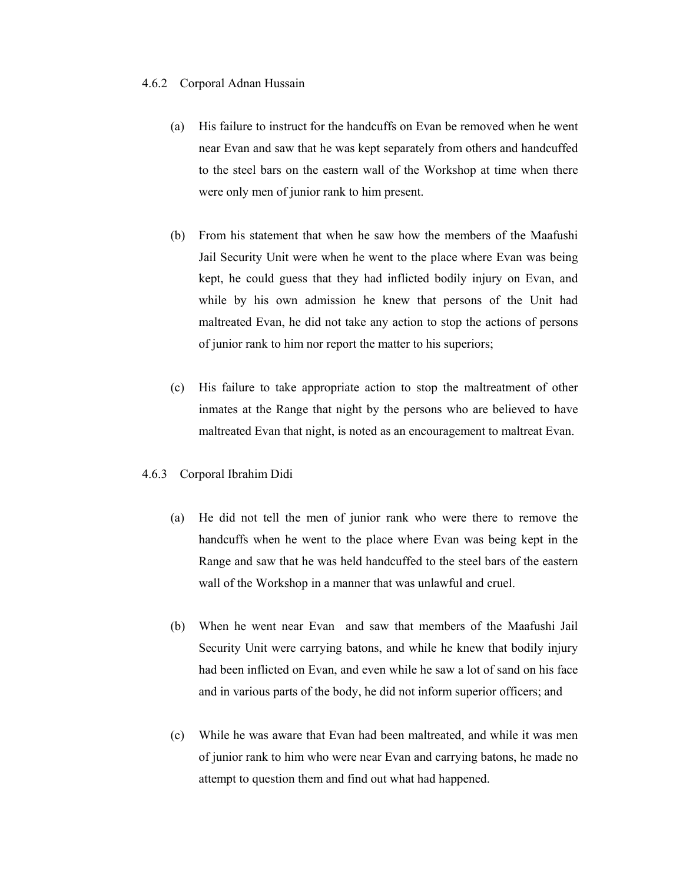#### 4.6.2 Corporal Adnan Hussain

(a) His failure to instruct for the handcuffs on Evan be removed when he went near Evan and saw that he was kept separately from others and handcuffed to the steel bars on the eastern wall of the Workshop at time when there were only men of junior rank to him present.

(b) From his statement that when he saw how the members of the Maafushi Jail Security Unit were when he went to the place where Evan was being kept, he could guess that they had inflicted bodily injury on Evan, and while by his own admission he knew that persons of the Unit had maltreated Evan, he did not take any action to stop the actions of persons of junior rank to him nor report the matter to his superiors;

(c) His failure to take appropriate action to stop the maltreatment of other inmates at the Range that night by the persons who are believed to have maltreated Evan that night, is noted as an encouragement to maltreat Evan.

#### 4.6.3 Corporal Ibrahim Didi

(a) He did not tell the men of junior rank who were there to remove the handcuffs when he went to the place where Evan was being kept in the Range and saw that he was held handcuffed to the steel bars of the eastern wall of the Workshop in a manner that was unlawful and cruel.

(b) When he went near Evan and saw that members of the Maafushi Jail Security Unit were carrying batons, and while he knew that bodily injury had been inflicted on Evan, and even while he saw a lot of sand on his face and in various parts of the body, he did not inform superior officers; and

(c) While he was aware that Evan had been maltreated, and while it was men of junior rank to him who were near Evan and carrying batons, he made no attempt to question them and find out what had happened.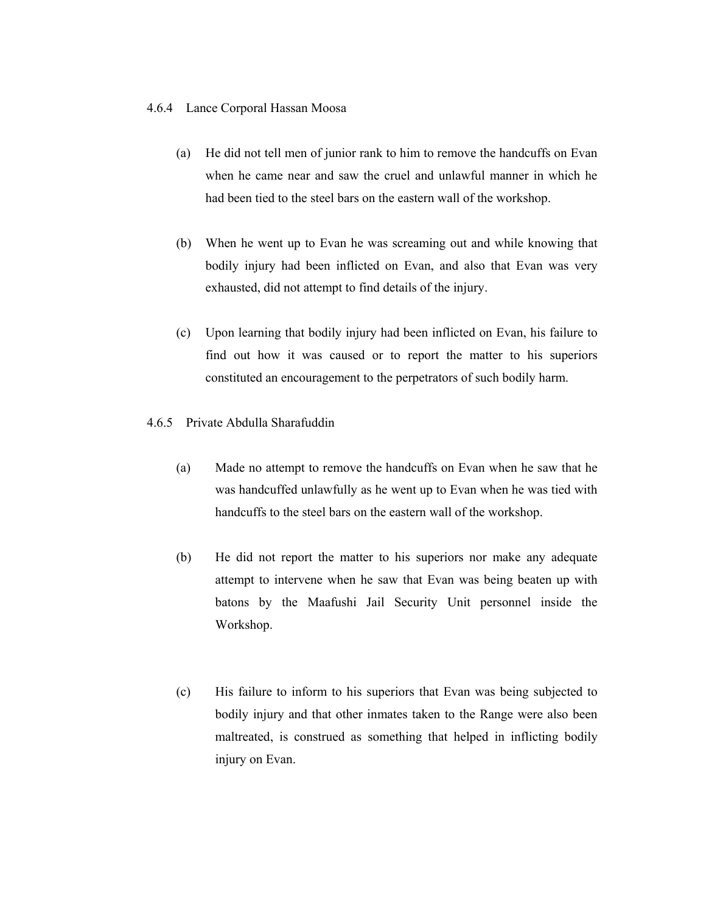### 4.6.4 Lance Corporal Hassan Moosa

(a) He did not tell men of junior rank to him to remove the handcuffs on Evan when he came near and saw the cruel and unlawful manner in which he had been tied to the steel bars on the eastern wall of the workshop.

(b) When he went up to Evan he was screaming out and while knowing that bodily injury had been inflicted on Evan, and also that Evan was very exhausted, did not attempt to find details of the injury.

(c) Upon learning that bodily injury had been inflicted on Evan, his failure to find out how it was caused or to report the matter to his superiors constituted an encouragement to the perpetrators of such bodily harm.

### 4.6.5 Private Abdulla Sharafuddin

(a) Made no attempt to remove the handcuffs on Evan when he saw that he was handcuffed unlawfully as he went up to Evan when he was tied with handcuffs to the steel bars on the eastern wall of the workshop.

(b) He did not report the matter to his superiors nor make any adequate attempt to intervene when he saw that Evan was being beaten up with batons by the Maafushi Jail Security Unit personnel inside the Workshop.

(c) His failure to inform to his superiors that Evan was being subjected to bodily injury and that other inmates taken to the Range were also been maltreated, is construed as something that helped in inflicting bodily injury on Evan.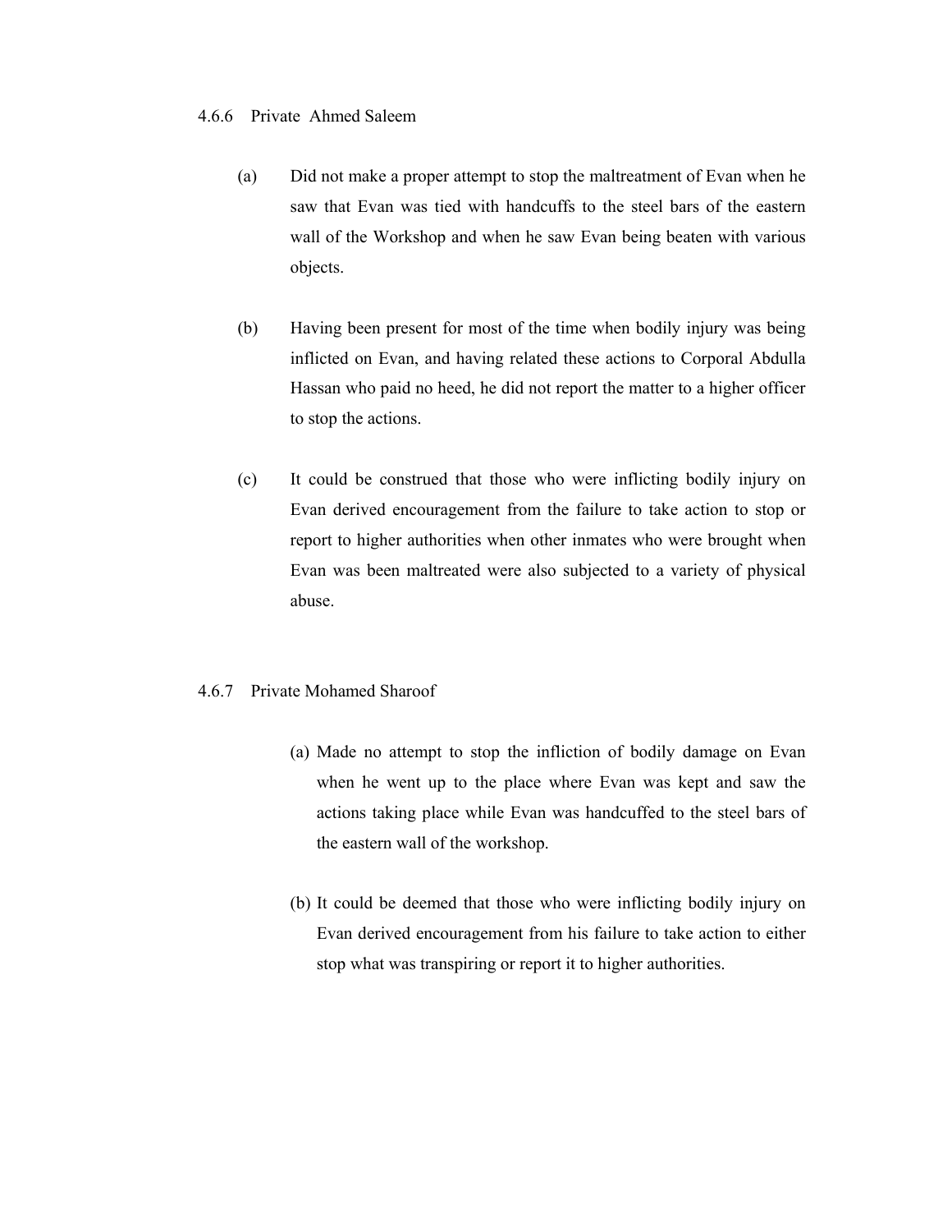4.6.6 Private Ahmed Saleem

(a) Did not make a proper attempt to stop the maltreatment of Evan when he saw that Evan was tied with handcuffs to the steel bars of the eastern wall of the Workshop and when he saw Evan being beaten with various objects.

(b) Having been present for most of the time when bodily injury was being inflicted on Evan, and having related these actions to Corporal Abdulla Hassan who paid no heed, he did not report the matter to a higher officer to stop the actions.

(c) It could be construed that those who were inflicting bodily injury on Evan derived encouragement from the failure to take action to stop or report to higher authorities when other inmates who were brought when Evan was been maltreated were also subjected to a variety of physical abuse.

4.6.7 Private Mohamed Sharoof

(a) Made no attempt to stop the infliction of bodily damage on Evan when he went up to the place where Evan was kept and saw the actions taking place while Evan was handcuffed to the steel bars of the eastern wall of the workshop.

(b) It could be deemed that those who were inflicting bodily injury on Evan derived encouragement from his failure to take action to either stop what was transpiring or report it to higher authorities.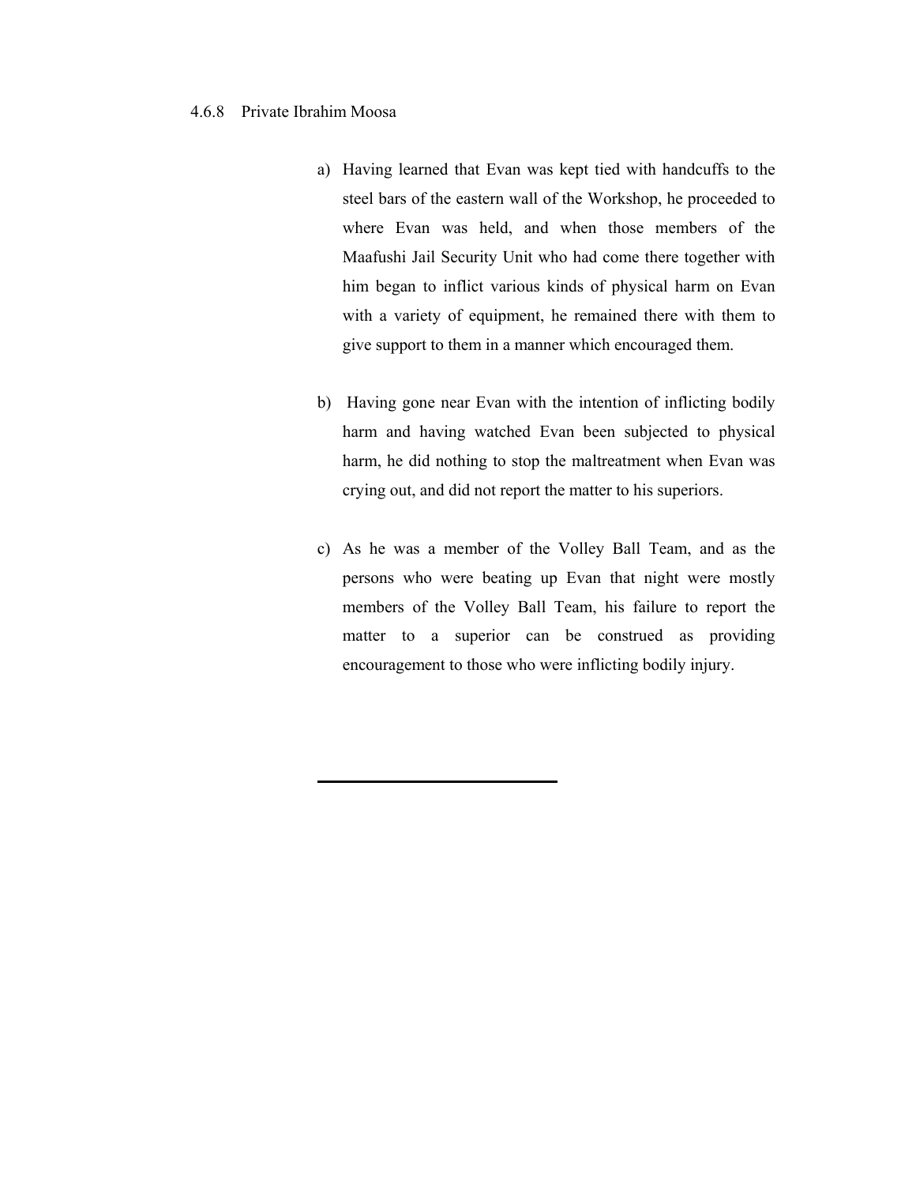#### 4.6.8 Private Ibrahim Moosa

a) Having learned that Evan was kept tied with handcuffs to the steel bars of the eastern wall of the Workshop, he proceeded to where Evan was held, and when those members of the Maafushi Jail Security Unit who had come there together with him began to inflict various kinds of physical harm on Evan with a variety of equipment, he remained there with them to give support to them in a manner which encouraged them.

b) Having gone near Evan with the intention of inflicting bodily harm and having watched Evan been subjected to physical harm, he did nothing to stop the maltreatment when Evan was crying out, and did not report the matter to his superiors.

c) As he was a member of the Volley Ball Team, and as the persons who were beating up Evan that night were mostly members of the Volley Ball Team, his failure to report the matter to a superior can be construed as providing encouragement to those who were inflicting bodily injury.

---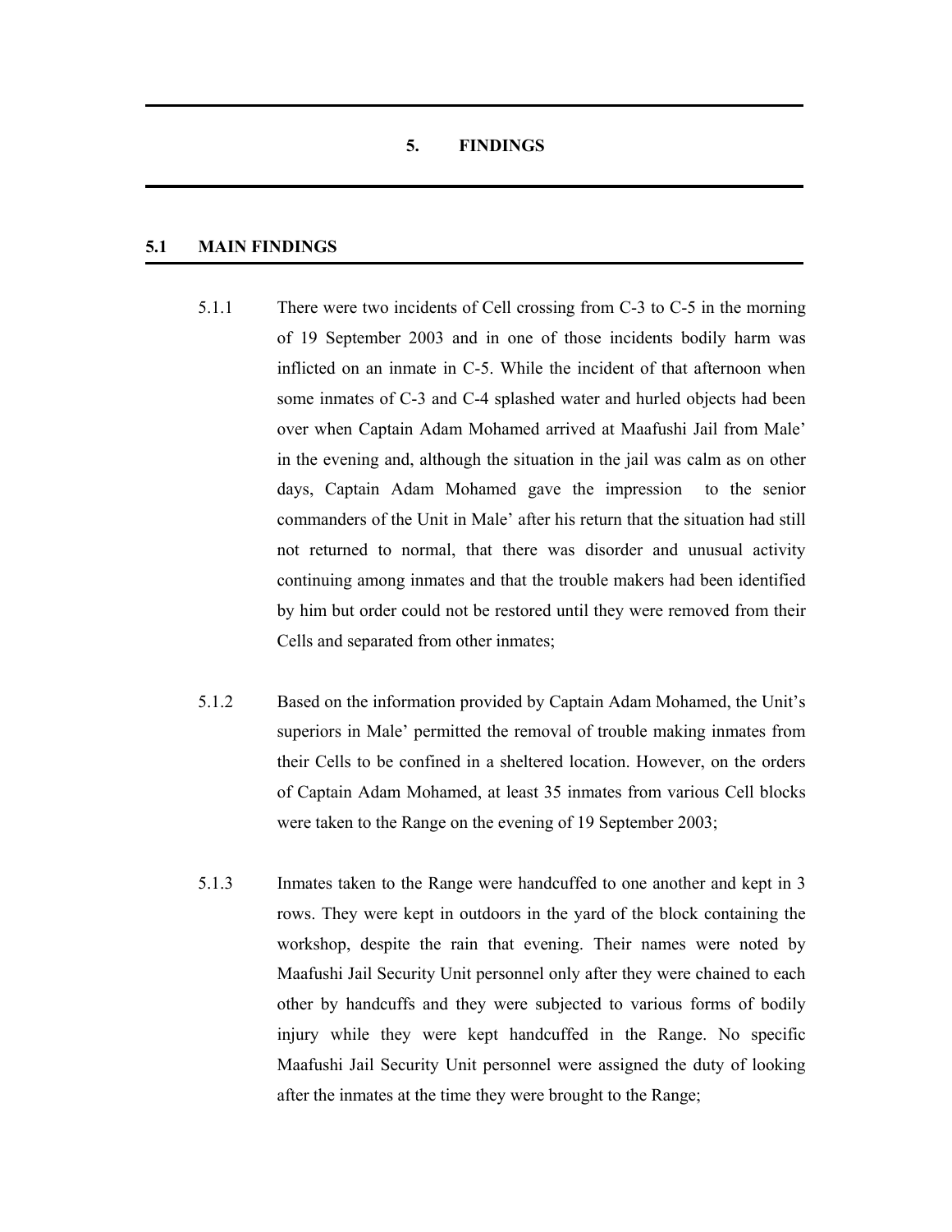# 5. FINDINGS

## 5.1 MAIN FINDINGS

5.1.1 There were two incidents of Cell crossing from C-3 to C-5 in the morning of 19 September 2003 and in one of those incidents bodily harm was inflicted on an inmate in C-5. While the incident of that afternoon when some inmates of C-3 and C-4 splashed water and hurled objects had been over when Captain Adam Mohamed arrived at Maafushi Jail from Male' in the evening and, although the situation in the jail was calm as on other days, Captain Adam Mohamed gave the impression to the senior commanders of the Unit in Male' after his return that the situation had still not returned to normal, that there was disorder and unusual activity continuing among inmates and that the trouble makers had been identified by him but order could not be restored until they were removed from their Cells and separated from other inmates;

5.1.2 Based on the information provided by Captain Adam Mohamed, the Unit's superiors in Male' permitted the removal of trouble making inmates from their Cells to be confined in a sheltered location. However, on the orders of Captain Adam Mohamed, at least 35 inmates from various Cell blocks were taken to the Range on the evening of 19 September 2003;

5.1.3 Inmates taken to the Range were handcuffed to one another and kept in 3 rows. They were kept in outdoors in the yard of the block containing the workshop, despite the rain that evening. Their names were noted by Maafushi Jail Security Unit personnel only after they were chained to each other by handcuffs and they were subjected to various forms of bodily injury while they were kept handcuffed in the Range. No specific Maafushi Jail Security Unit personnel were assigned the duty of looking after the inmates at the time they were brought to the Range;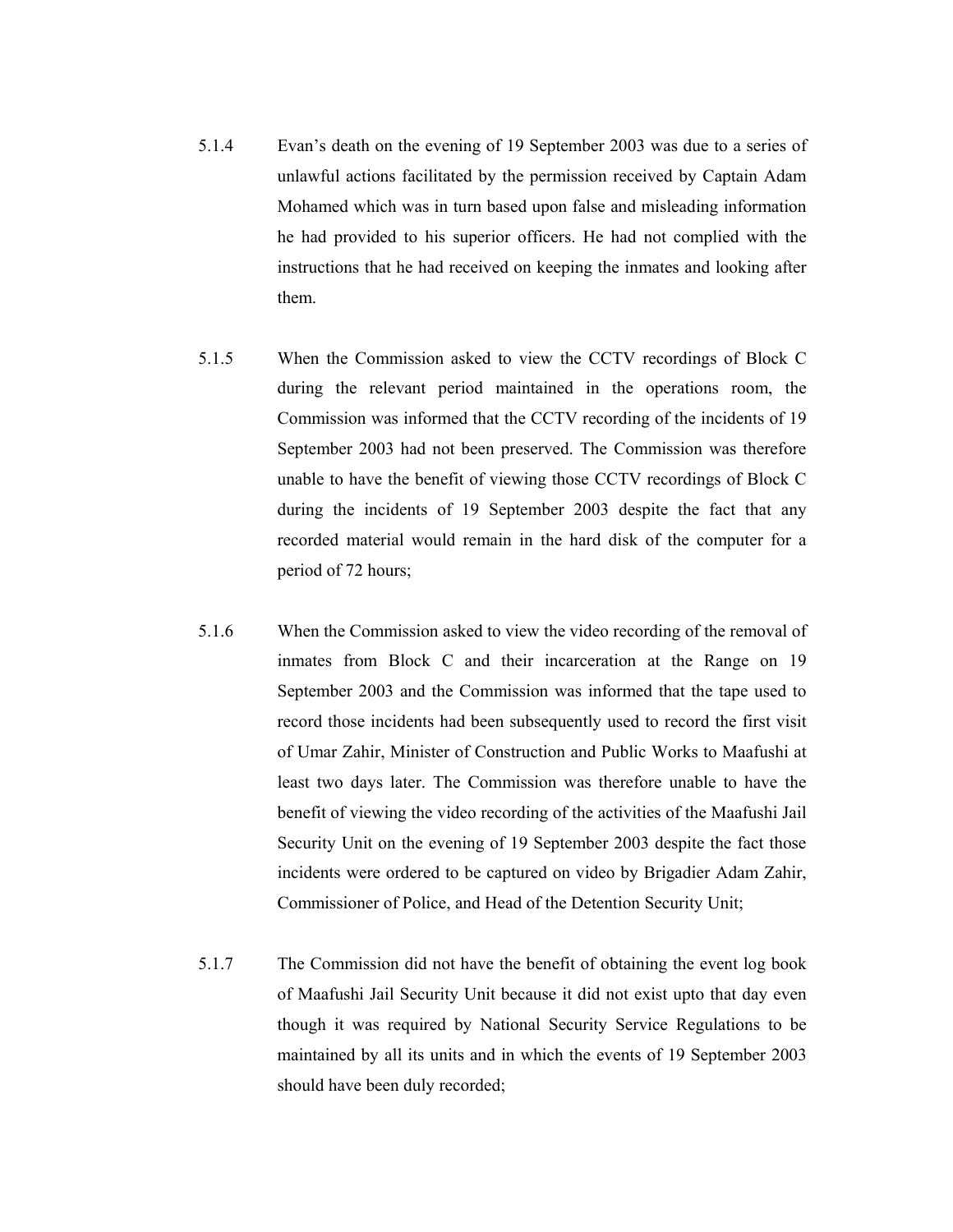5.1.4 Evan's death on the evening of 19 September 2003 was due to a series of unlawful actions facilitated by the permission received by Captain Adam Mohamed which was in turn based upon false and misleading information he had provided to his superior officers. He had not complied with the instructions that he had received on keeping the inmates and looking after them.

5.1.5 When the Commission asked to view the CCTV recordings of Block C during the relevant period maintained in the operations room, the Commission was informed that the CCTV recording of the incidents of 19 September 2003 had not been preserved. The Commission was therefore unable to have the benefit of viewing those CCTV recordings of Block C during the incidents of 19 September 2003 despite the fact that any recorded material would remain in the hard disk of the computer for a period of 72 hours;

5.1.6 When the Commission asked to view the video recording of the removal of inmates from Block C and their incarceration at the Range on 19 September 2003 and the Commission was informed that the tape used to record those incidents had been subsequently used to record the first visit of Umar Zahir, Minister of Construction and Public Works to Maafushi at least two days later. The Commission was therefore unable to have the benefit of viewing the video recording of the activities of the Maafushi Jail Security Unit on the evening of 19 September 2003 despite the fact those incidents were ordered to be captured on video by Brigadier Adam Zahir, Commissioner of Police, and Head of the Detention Security Unit;

5.1.7 The Commission did not have the benefit of obtaining the event log book of Maafushi Jail Security Unit because it did not exist upto that day even though it was required by National Security Service Regulations to be maintained by all its units and in which the events of 19 September 2003 should have been duly recorded;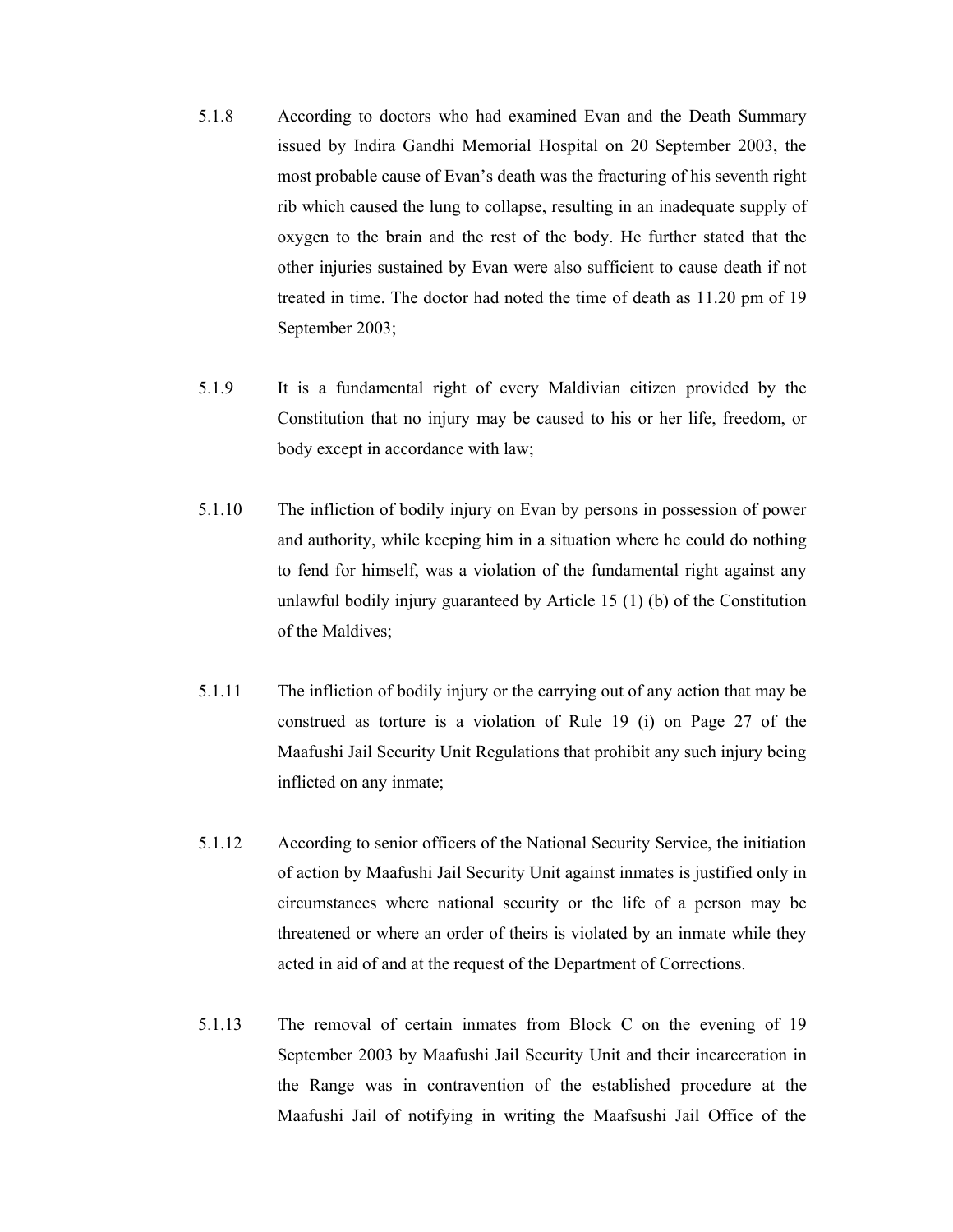5.1.8 According to doctors who had examined Evan and the Death Summary issued by Indira Gandhi Memorial Hospital on 20 September 2003, the most probable cause of Evan's death was the fracturing of his seventh right rib which caused the lung to collapse, resulting in an inadequate supply of oxygen to the brain and the rest of the body. He further stated that the other injuries sustained by Evan were also sufficient to cause death if not treated in time. The doctor had noted the time of death as 11.20 pm of 19 September 2003;

5.1.9 It is a fundamental right of every Maldivian citizen provided by the Constitution that no injury may be caused to his or her life, freedom, or body except in accordance with law;

5.1.10 The infliction of bodily injury on Evan by persons in possession of power and authority, while keeping him in a situation where he could do nothing to fend for himself, was a violation of the fundamental right against any unlawful bodily injury guaranteed by Article 15 (1) (b) of the Constitution of the Maldives;

5.1.11 The infliction of bodily injury or the carrying out of any action that may be construed as torture is a violation of Rule 19 (i) on Page 27 of the Maafushi Jail Security Unit Regulations that prohibit any such injury being inflicted on any inmate;

5.1.12 According to senior officers of the National Security Service, the initiation of action by Maafushi Jail Security Unit against inmates is justified only in circumstances where national security or the life of a person may be threatened or where an order of theirs is violated by an inmate while they acted in aid of and at the request of the Department of Corrections.

5.1.13 The removal of certain inmates from Block C on the evening of 19 September 2003 by Maafushi Jail Security Unit and their incarceration in the Range was in contravention of the established procedure at the Maafushi Jail of notifying in writing the Maafsushi Jail Office of the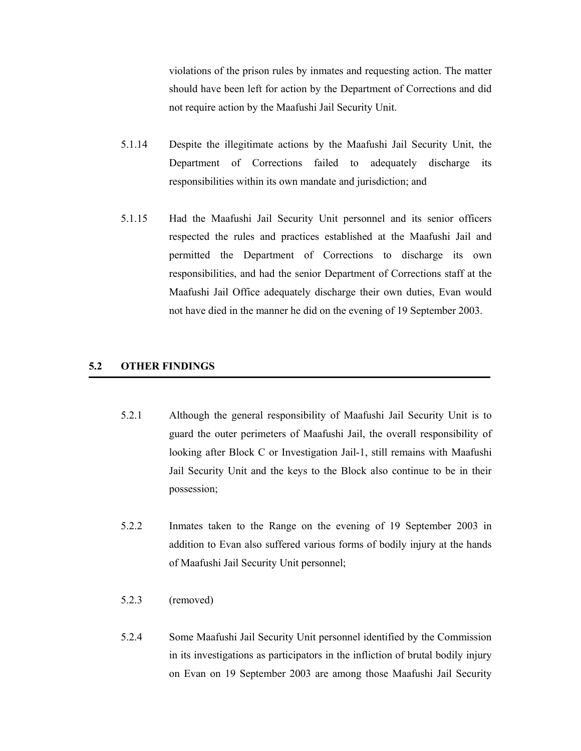violations of the prison rules by inmates and requesting action. The matter should have been left for action by the Department of Corrections and did not require action by the Maafushi Jail Security Unit.

5.1.14 Despite the illegitimate actions by the Maafushi Jail Security Unit, the Department of Corrections failed to adequately discharge its responsibilities within its own mandate and jurisdiction; and

5.1.15 Had the Maafushi Jail Security Unit personnel and its senior officers respected the rules and practices established at the Maafushi Jail and permitted the Department of Corrections to discharge its own responsibilities, and had the senior Department of Corrections staff at the Maafushi Jail Office adequately discharge their own duties, Evan would not have died in the manner he did on the evening of 19 September 2003.

## 5.2 OTHER FINDINGS

5.2.1 Although the general responsibility of Maafushi Jail Security Unit is to guard the outer perimeters of Maafushi Jail, the overall responsibility of looking after Block C or Investigation Jail-1, still remains with Maafushi Jail Security Unit and the keys to the Block also continue to be in their possession;

5.2.2 Inmates taken to the Range on the evening of 19 September 2003 in addition to Evan also suffered various forms of bodily injury at the hands of Maafushi Jail Security Unit personnel;

5.2.3 (removed)

5.2.4 Some Maafushi Jail Security Unit personnel identified by the Commission in its investigations as participators in the infliction of brutal bodily injury on Evan on 19 September 2003 are among those Maafushi Jail Security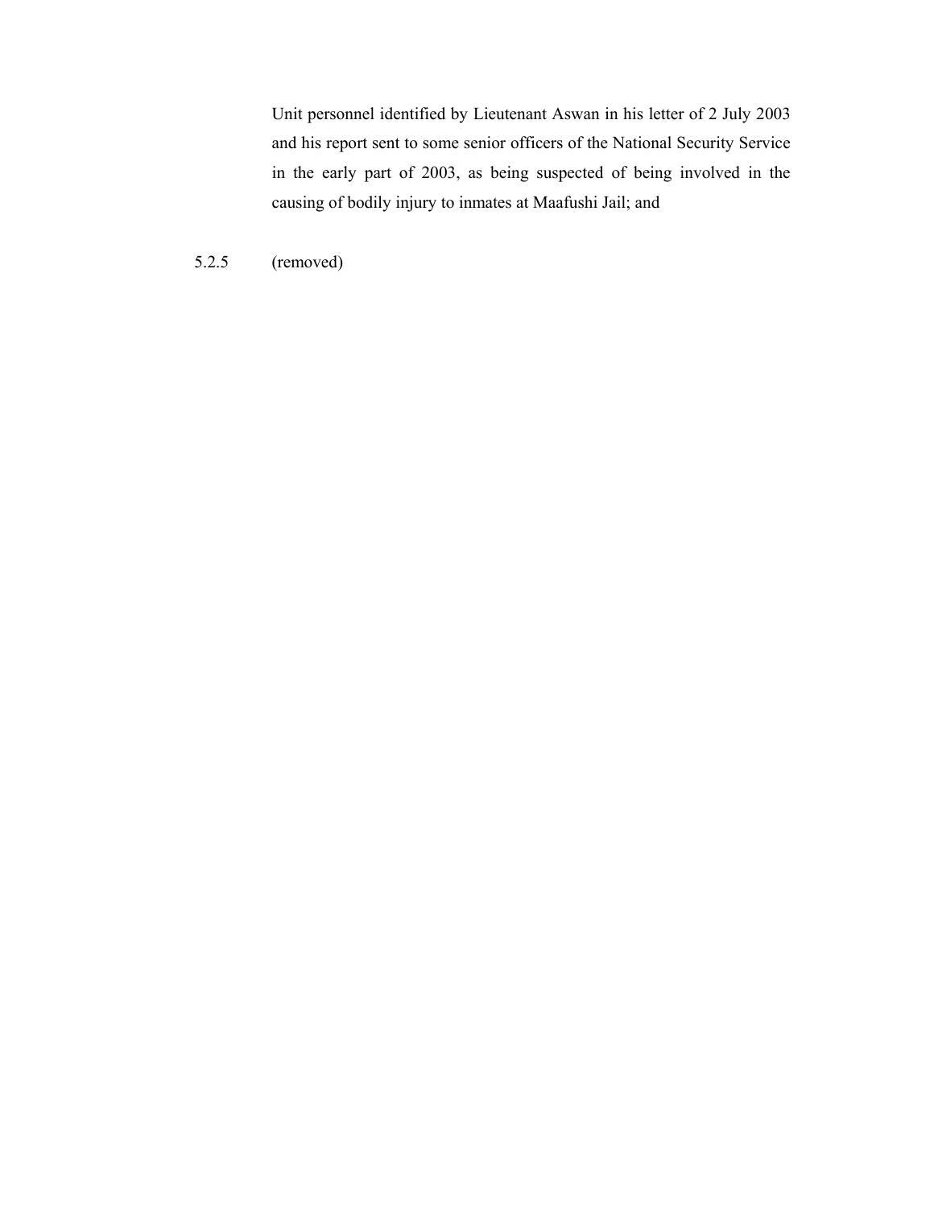Unit personnel identified by Lieutenant Aswan in his letter of 2 July 2003 and his report sent to some senior officers of the National Security Service in the early part of 2003, as being suspected of being involved in the causing of bodily injury to inmates at Maafushi Jail; and

5.2.5 (removed)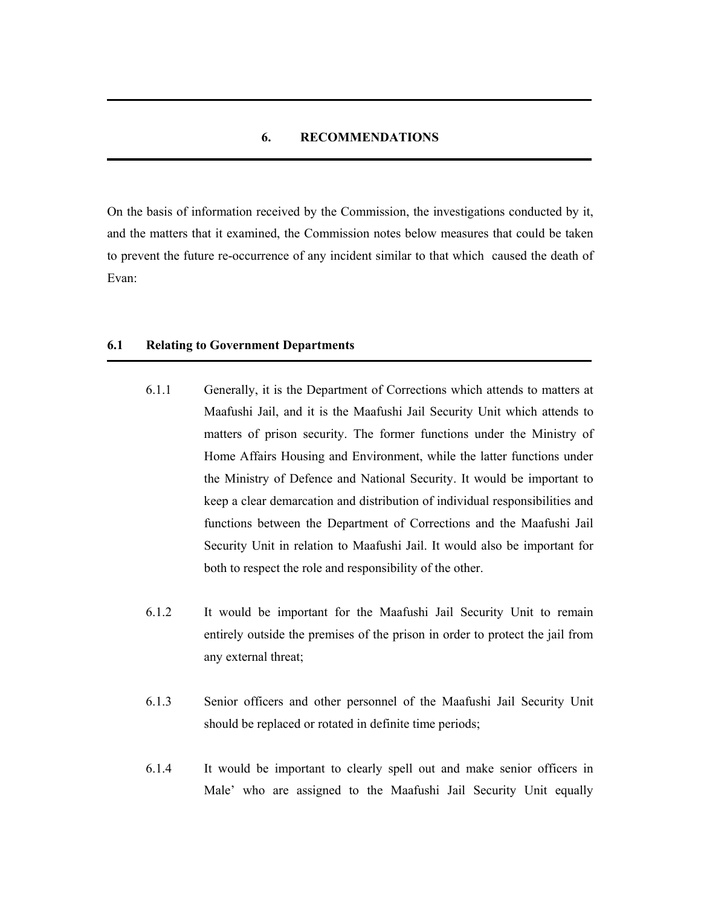# 6. RECOMMENDATIONS

On the basis of information received by the Commission, the investigations conducted by it, and the matters that it examined, the Commission notes below measures that could be taken to prevent the future re-occurrence of any incident similar to that which caused the death of Evan:

## 6.1 Relating to Government Departments

6.1.1 Generally, it is the Department of Corrections which attends to matters at Maafushi Jail, and it is the Maafushi Jail Security Unit which attends to matters of prison security. The former functions under the Ministry of Home Affairs Housing and Environment, while the latter functions under the Ministry of Defence and National Security. It would be important to keep a clear demarcation and distribution of individual responsibilities and functions between the Department of Corrections and the Maafushi Jail Security Unit in relation to Maafushi Jail. It would also be important for both to respect the role and responsibility of the other.

6.1.2 It would be important for the Maafushi Jail Security Unit to remain entirely outside the premises of the prison in order to protect the jail from any external threat;

6.1.3 Senior officers and other personnel of the Maafushi Jail Security Unit should be replaced or rotated in definite time periods;

6.1.4 It would be important to clearly spell out and make senior officers in Male' who are assigned to the Maafushi Jail Security Unit equally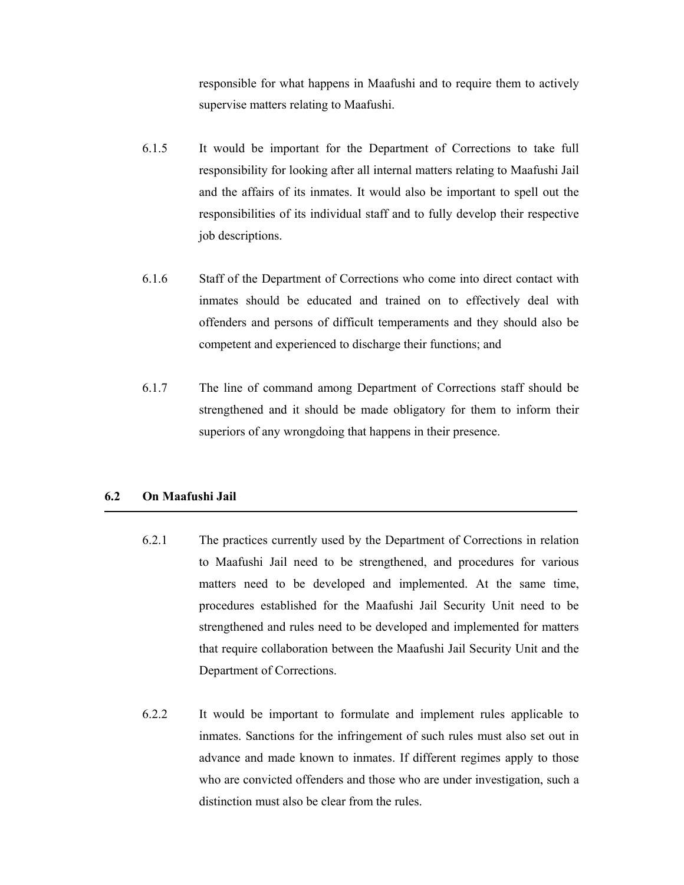responsible for what happens in Maafushi and to require them to actively supervise matters relating to Maafushi.

6.1.5 It would be important for the Department of Corrections to take full responsibility for looking after all internal matters relating to Maafushi Jail and the affairs of its inmates. It would also be important to spell out the responsibilities of its individual staff and to fully develop their respective job descriptions.

6.1.6 Staff of the Department of Corrections who come into direct contact with inmates should be educated and trained on to effectively deal with offenders and persons of difficult temperaments and they should also be competent and experienced to discharge their functions; and

6.1.7 The line of command among Department of Corrections staff should be strengthened and it should be made obligatory for them to inform their superiors of any wrongdoing that happens in their presence.

## 6.2 On Maafushi Jail

6.2.1 The practices currently used by the Department of Corrections in relation to Maafushi Jail need to be strengthened, and procedures for various matters need to be developed and implemented. At the same time, procedures established for the Maafushi Jail Security Unit need to be strengthened and rules need to be developed and implemented for matters that require collaboration between the Maafushi Jail Security Unit and the Department of Corrections.

6.2.2 It would be important to formulate and implement rules applicable to inmates. Sanctions for the infringement of such rules must also set out in advance and made known to inmates. If different regimes apply to those who are convicted offenders and those who are under investigation, such a distinction must also be clear from the rules.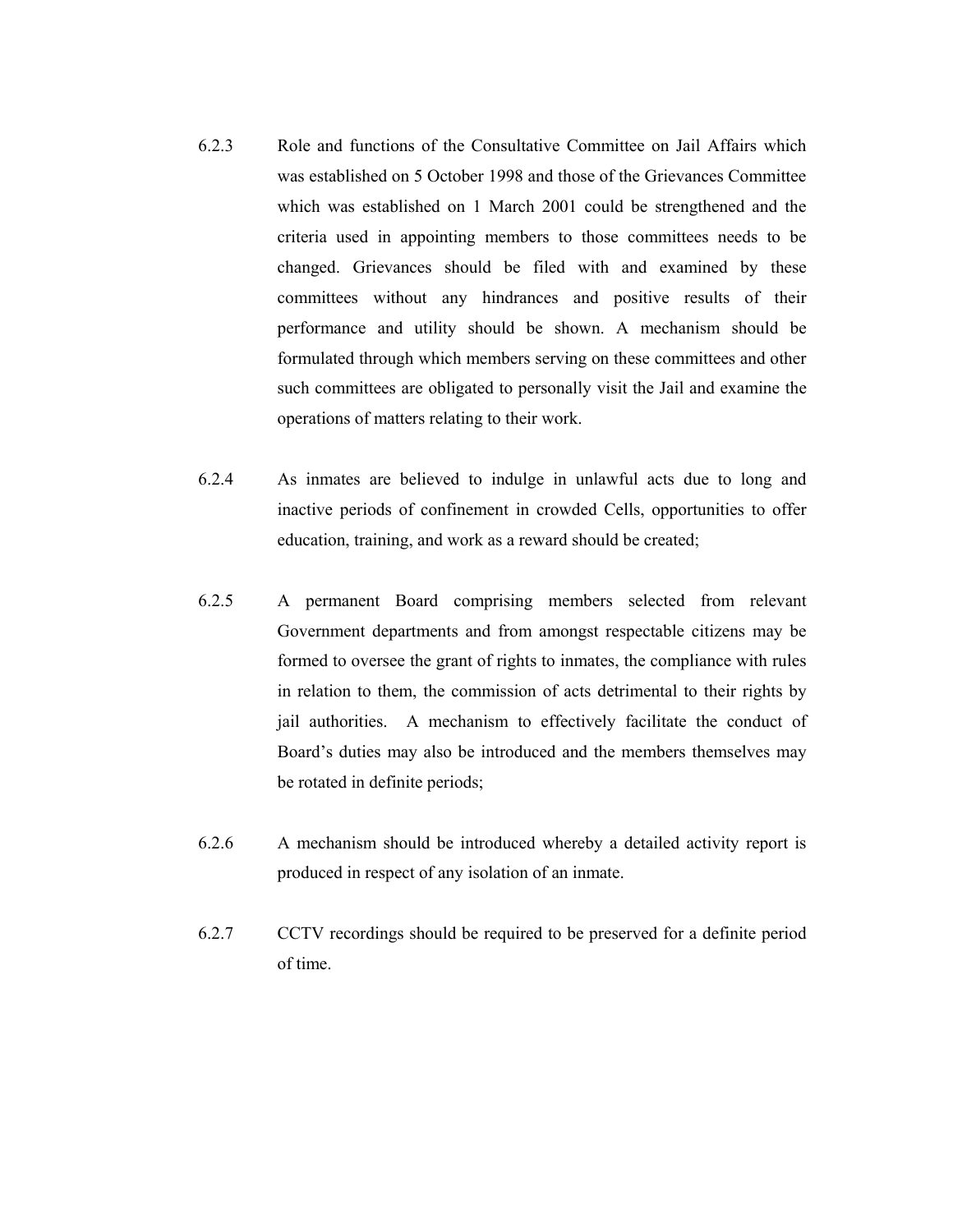6.2.3 Role and functions of the Consultative Committee on Jail Affairs which was established on 5 October 1998 and those of the Grievances Committee which was established on 1 March 2001 could be strengthened and the criteria used in appointing members to those committees needs to be changed. Grievances should be filed with and examined by these committees without any hindrances and positive results of their performance and utility should be shown. A mechanism should be formulated through which members serving on these committees and other such committees are obligated to personally visit the Jail and examine the operations of matters relating to their work.

6.2.4 As inmates are believed to indulge in unlawful acts due to long and inactive periods of confinement in crowded Cells, opportunities to offer education, training, and work as a reward should be created;

6.2.5 A permanent Board comprising members selected from relevant Government departments and from amongst respectable citizens may be formed to oversee the grant of rights to inmates, the compliance with rules in relation to them, the commission of acts detrimental to their rights by jail authorities. A mechanism to effectively facilitate the conduct of Board's duties may also be introduced and the members themselves may be rotated in definite periods;

6.2.6 A mechanism should be introduced whereby a detailed activity report is produced in respect of any isolation of an inmate.

6.2.7 CCTV recordings should be required to be preserved for a definite period of time.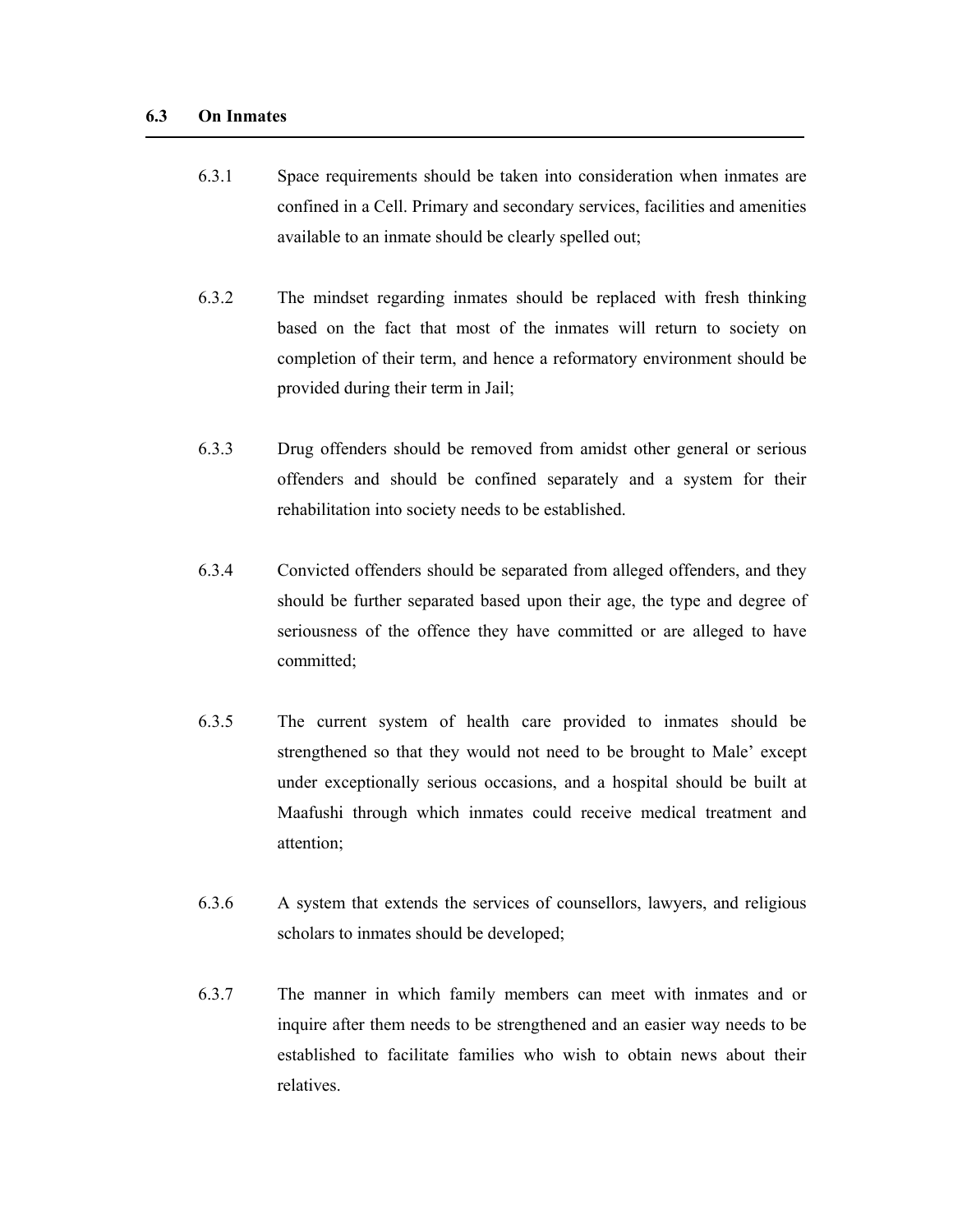## 6.3 On Inmates

6.3.1 Space requirements should be taken into consideration when inmates are confined in a Cell. Primary and secondary services, facilities and amenities available to an inmate should be clearly spelled out;

6.3.2 The mindset regarding inmates should be replaced with fresh thinking based on the fact that most of the inmates will return to society on completion of their term, and hence a reformatory environment should be provided during their term in Jail;

6.3.3 Drug offenders should be removed from amidst other general or serious offenders and should be confined separately and a system for their rehabilitation into society needs to be established.

6.3.4 Convicted offenders should be separated from alleged offenders, and they should be further separated based upon their age, the type and degree of seriousness of the offence they have committed or are alleged to have committed;

6.3.5 The current system of health care provided to inmates should be strengthened so that they would not need to be brought to Male' except under exceptionally serious occasions, and a hospital should be built at Maafushi through which inmates could receive medical treatment and attention;

6.3.6 A system that extends the services of counsellors, lawyers, and religious scholars to inmates should be developed;

6.3.7 The manner in which family members can meet with inmates and or inquire after them needs to be strengthened and an easier way needs to be established to facilitate families who wish to obtain news about their relatives.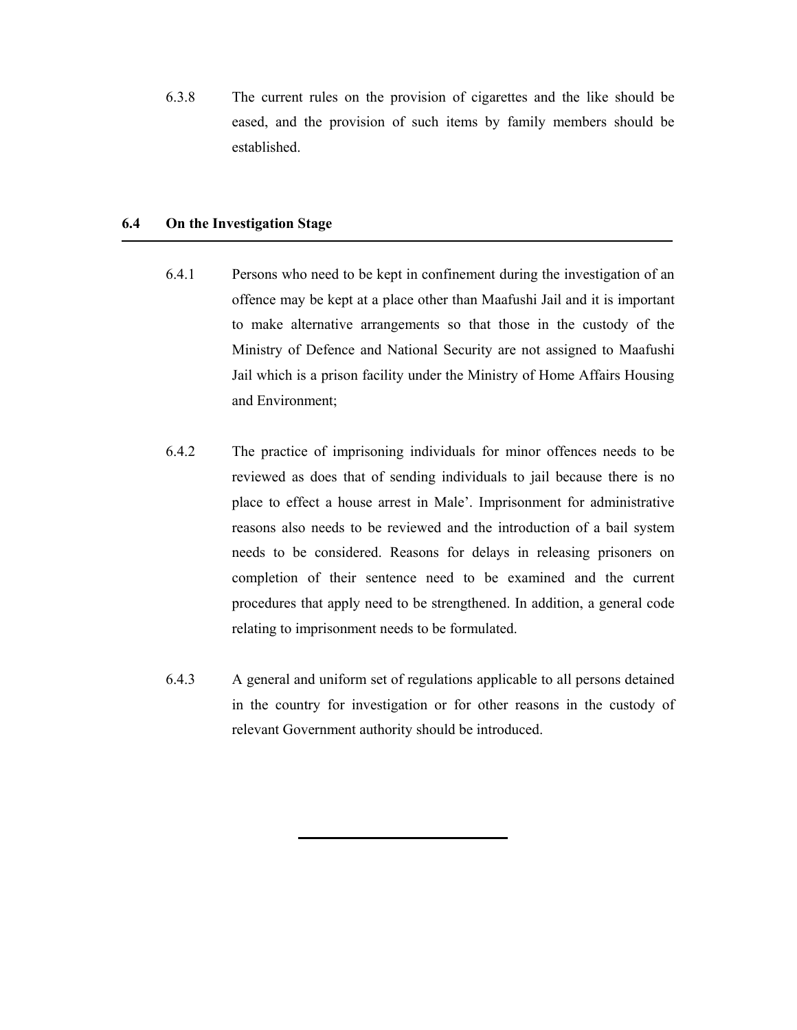6.3.8 The current rules on the provision of cigarettes and the like should be eased, and the provision of such items by family members should be established.

## 6.4 On the Investigation Stage

6.4.1 Persons who need to be kept in confinement during the investigation of an offence may be kept at a place other than Maafushi Jail and it is important to make alternative arrangements so that those in the custody of the Ministry of Defence and National Security are not assigned to Maafushi Jail which is a prison facility under the Ministry of Home Affairs Housing and Environment;

6.4.2 The practice of imprisoning individuals for minor offences needs to be reviewed as does that of sending individuals to jail because there is no place to effect a house arrest in Male'. Imprisonment for administrative reasons also needs to be reviewed and the introduction of a bail system needs to be considered. Reasons for delays in releasing prisoners on completion of their sentence need to be examined and the current procedures that apply need to be strengthened. In addition, a general code relating to imprisonment needs to be formulated.

6.4.3 A general and uniform set of regulations applicable to all persons detained in the country for investigation or for other reasons in the custody of relevant Government authority should be introduced.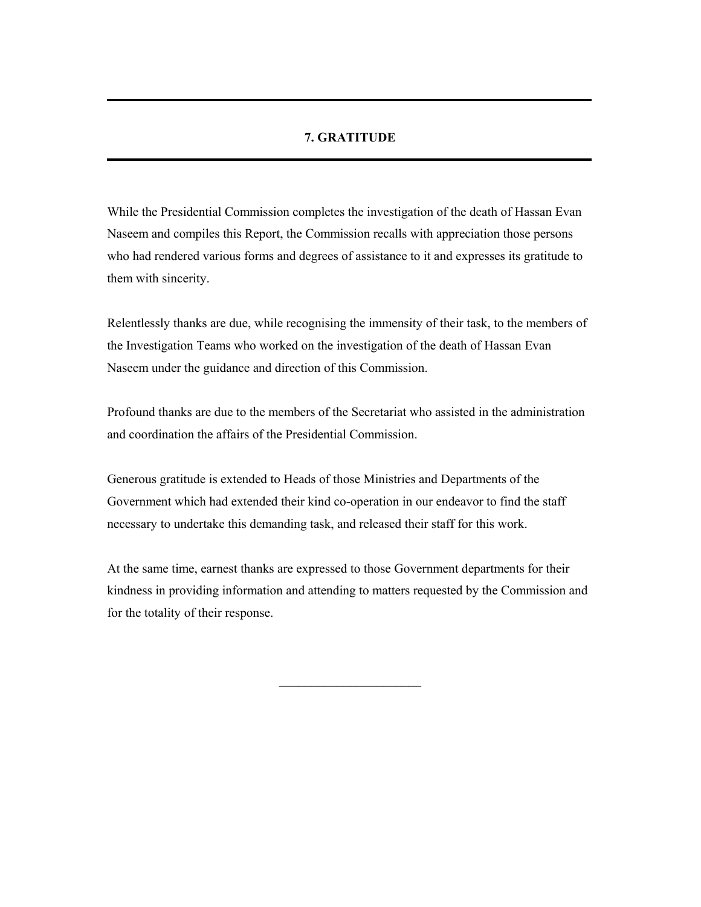## 7. GRATITUDE

While the Presidential Commission completes the investigation of the death of Hassan Evan Naseem and compiles this Report, the Commission recalls with appreciation those persons who had rendered various forms and degrees of assistance to it and expresses its gratitude to them with sincerity.

Relentlessly thanks are due, while recognising the immensity of their task, to the members of the Investigation Teams who worked on the investigation of the death of Hassan Evan Naseem under the guidance and direction of this Commission.

Profound thanks are due to the members of the Secretariat who assisted in the administration and coordination the affairs of the Presidential Commission.

Generous gratitude is extended to Heads of those Ministries and Departments of the Government which had extended their kind co-operation in our endeavor to find the staff necessary to undertake this demanding task, and released their staff for this work.

At the same time, earnest thanks are expressed to those Government departments for their kindness in providing information and attending to matters requested by the Commission and for the totality of their response.

---